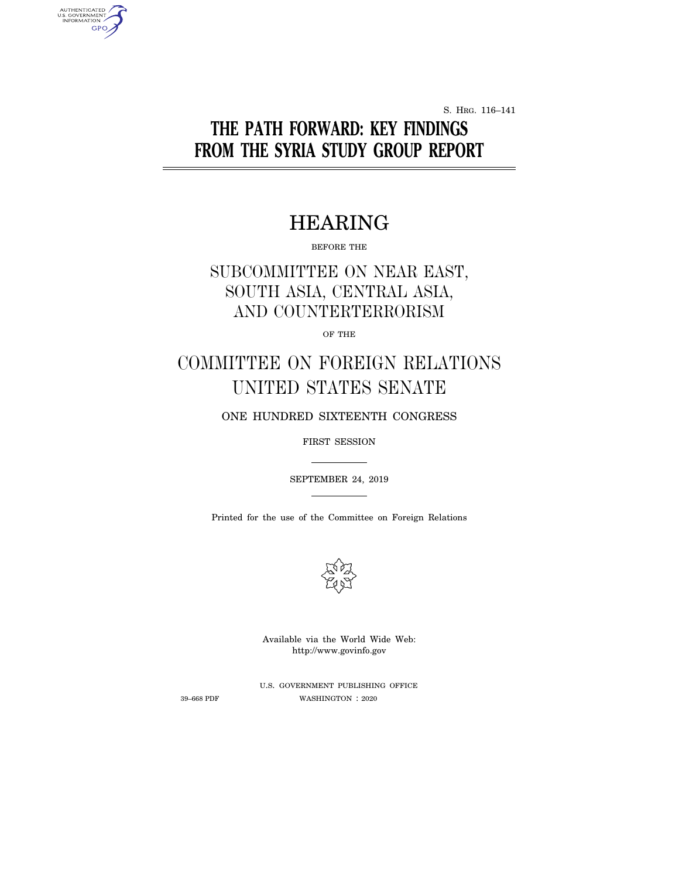S. Hrg. 116–141

# THE PATH FORWARD: KEY FINDINGS FROM THE SYRIA STUDY GROUP REPORT

## HEARING

BEFORE THE

## SUBCOMMITTEE ON NEAR EAST, SOUTH ASIA, CENTRAL ASIA, AND COUNTERTERRORISM

OF THE

## COMMITTEE ON FOREIGN RELATIONS UNITED STATES SENATE

ONE HUNDRED SIXTEENTH CONGRESS

FIRST SESSION

SEPTEMBER 24, 2019

Printed for the use of the Committee on Foreign Relations

Available via the World Wide Web: http://www.govinfo.gov

U.S. GOVERNMENT PUBLISHING OFFICE

39–668 PDF WASHINGTON : 2020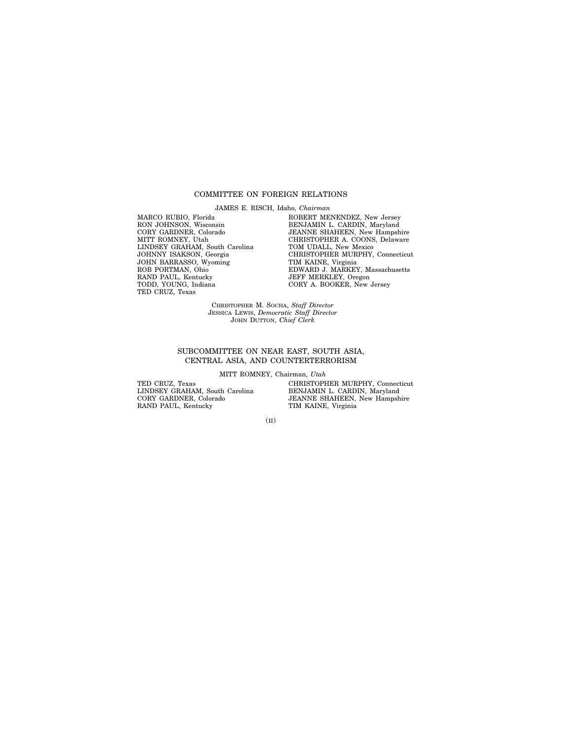## COMMITTEE ON FOREIGN RELATIONS

JAMES E. RISCH, Idaho, *Chairman*

MARCO RUBIO, Florida
RON JOHNSON, Wisconsin
CORY GARDNER, Colorado
MITT ROMNEY, Utah
LINDSEY GRAHAM, South Carolina
JOHNNY ISAKSON, Georgia
JOHN BARRASSO, Wyoming
ROB PORTMAN, Ohio
RAND PAUL, Kentucky
TODD, YOUNG, Indiana
TED CRUZ, Texas

ROBERT MENENDEZ, New Jersey
BENJAMIN L. CARDIN, Maryland
JEANNE SHAHEEN, New Hampshire
CHRISTOPHER A. COONS, Delaware
TOM UDALL, New Mexico
CHRISTOPHER MURPHY, Connecticut
TIM KAINE, Virginia
EDWARD J. MARKEY, Massachusetts
JEFF MERKLEY, Oregon
CORY A. BOOKER, New Jersey

CHRISTOPHER M. SOCHA, *Staff Director*
JESSICA LEWIS, *Democratic Staff Director*
JOHN DUTTON, *Chief Clerk*

## SUBCOMMITTEE ON NEAR EAST, SOUTH ASIA, CENTRAL ASIA, AND COUNTERTERRORISM

MITT ROMNEY, Chairman, *Utah*

TED CRUZ, Texas
LINDSEY GRAHAM, South Carolina
CORY GARDNER, Colorado
RAND PAUL, Kentucky

CHRISTOPHER MURPHY, Connecticut
BENJAMIN L. CARDIN, Maryland
JEANNE SHAHEEN, New Hampshire
TIM KAINE, Virginia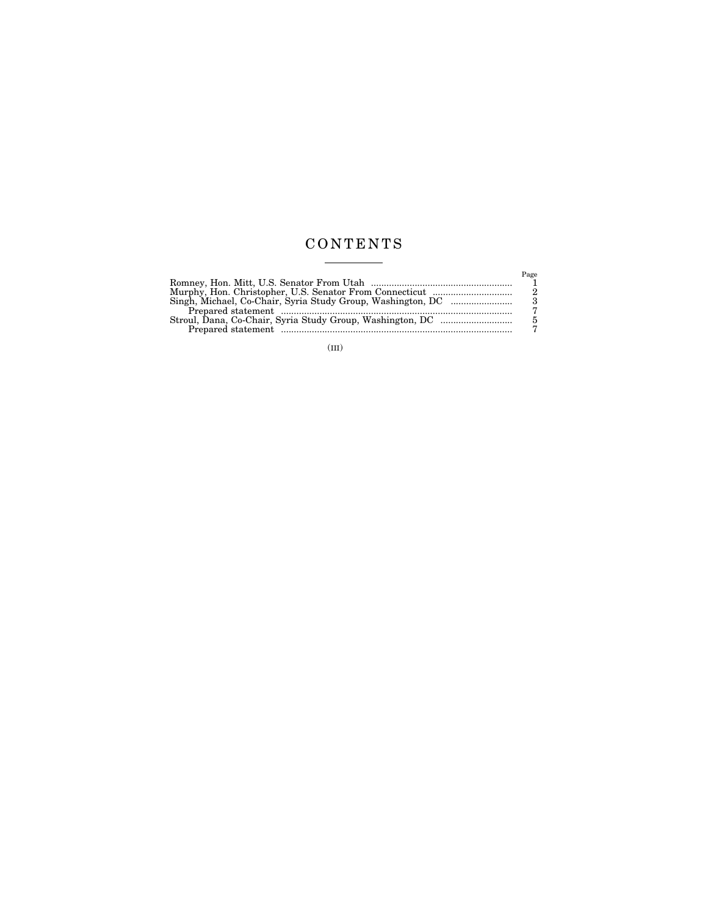# CONTENTS

| | Page |
|---|---|
| Romney, Hon. Mitt, U.S. Senator From Utah | 1 |
| Murphy, Hon. Christopher, U.S. Senator From Connecticut | 2 |
| Singh, Michael, Co-Chair, Syria Study Group, Washington, DC | 3 |
| Prepared statement | 7 |
| Stroul, Dana, Co-Chair, Syria Study Group, Washington, DC | 5 |
| Prepared statement | 7 |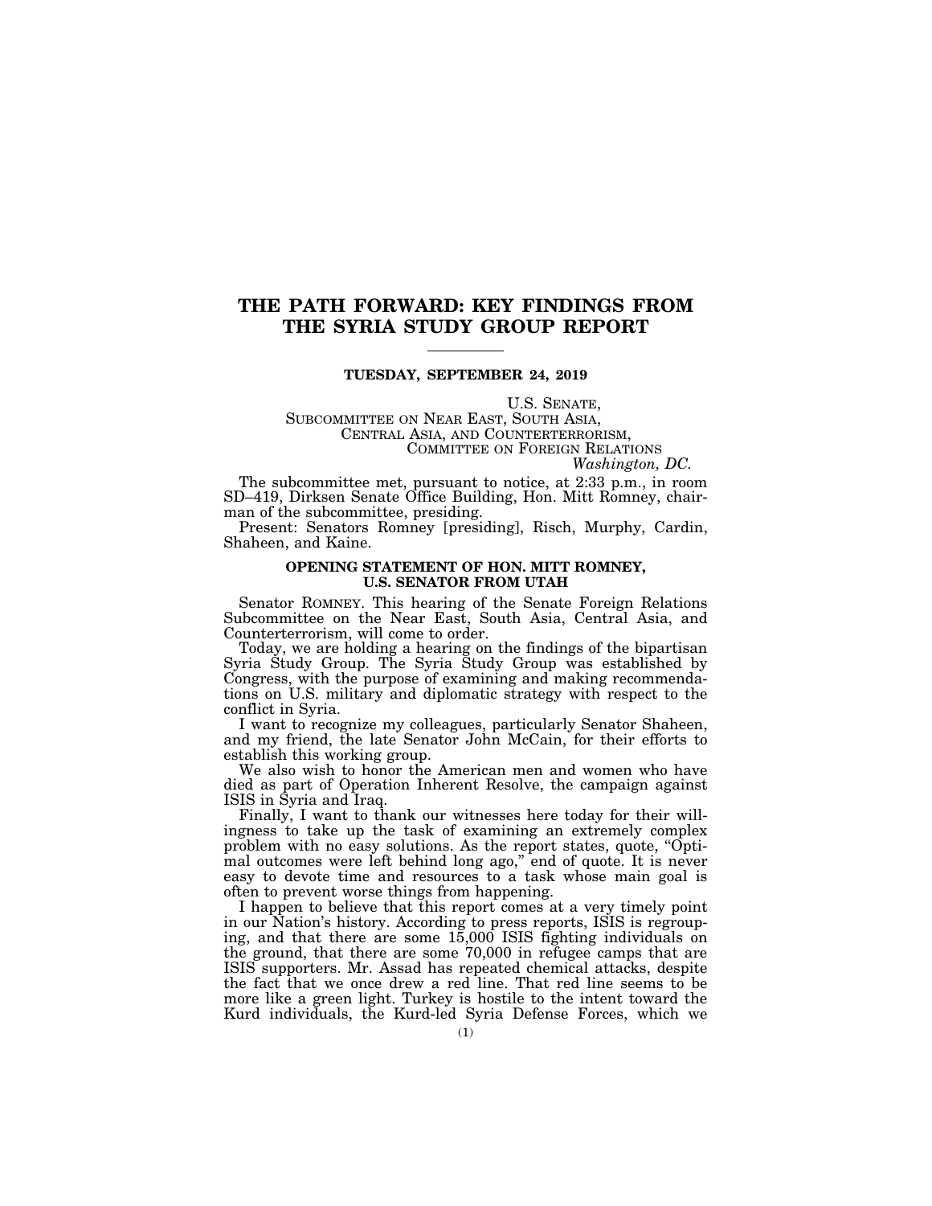# THE PATH FORWARD: KEY FINDINGS FROM THE SYRIA STUDY GROUP REPORT

---

**TUESDAY, SEPTEMBER 24, 2019**

U.S. SENATE,
SUBCOMMITTEE ON NEAR EAST, SOUTH ASIA,
CENTRAL ASIA, AND COUNTERTERRORISM,
COMMITTEE ON FOREIGN RELATIONS
*Washington, DC.*

The subcommittee met, pursuant to notice, at 2:33 p.m., in room SD–419, Dirksen Senate Office Building, Hon. Mitt Romney, chairman of the subcommittee, presiding.

Present: Senators Romney [presiding], Risch, Murphy, Cardin, Shaheen, and Kaine.

### OPENING STATEMENT OF HON. MITT ROMNEY, U.S. SENATOR FROM UTAH

Senator ROMNEY. This hearing of the Senate Foreign Relations Subcommittee on the Near East, South Asia, Central Asia, and Counterterrorism, will come to order.

Today, we are holding a hearing on the findings of the bipartisan Syria Study Group. The Syria Study Group was established by Congress, with the purpose of examining and making recommendations on U.S. military and diplomatic strategy with respect to the conflict in Syria.

I want to recognize my colleagues, particularly Senator Shaheen, and my friend, the late Senator John McCain, for their efforts to establish this working group.

We also wish to honor the American men and women who have died as part of Operation Inherent Resolve, the campaign against ISIS in Syria and Iraq.

Finally, I want to thank our witnesses here today for their willingness to take up the task of examining an extremely complex problem with no easy solutions. As the report states, quote, "Optimal outcomes were left behind long ago," end of quote. It is never easy to devote time and resources to a task whose main goal is often to prevent worse things from happening.

I happen to believe that this report comes at a very timely point in our Nation's history. According to press reports, ISIS is regrouping, and that there are some 15,000 ISIS fighting individuals on the ground, that there are some 70,000 in refugee camps that are ISIS supporters. Mr. Assad has repeated chemical attacks, despite the fact that we once drew a red line. That red line seems to be more like a green light. Turkey is hostile to the intent toward the Kurd individuals, the Kurd-led Syria Defense Forces, which we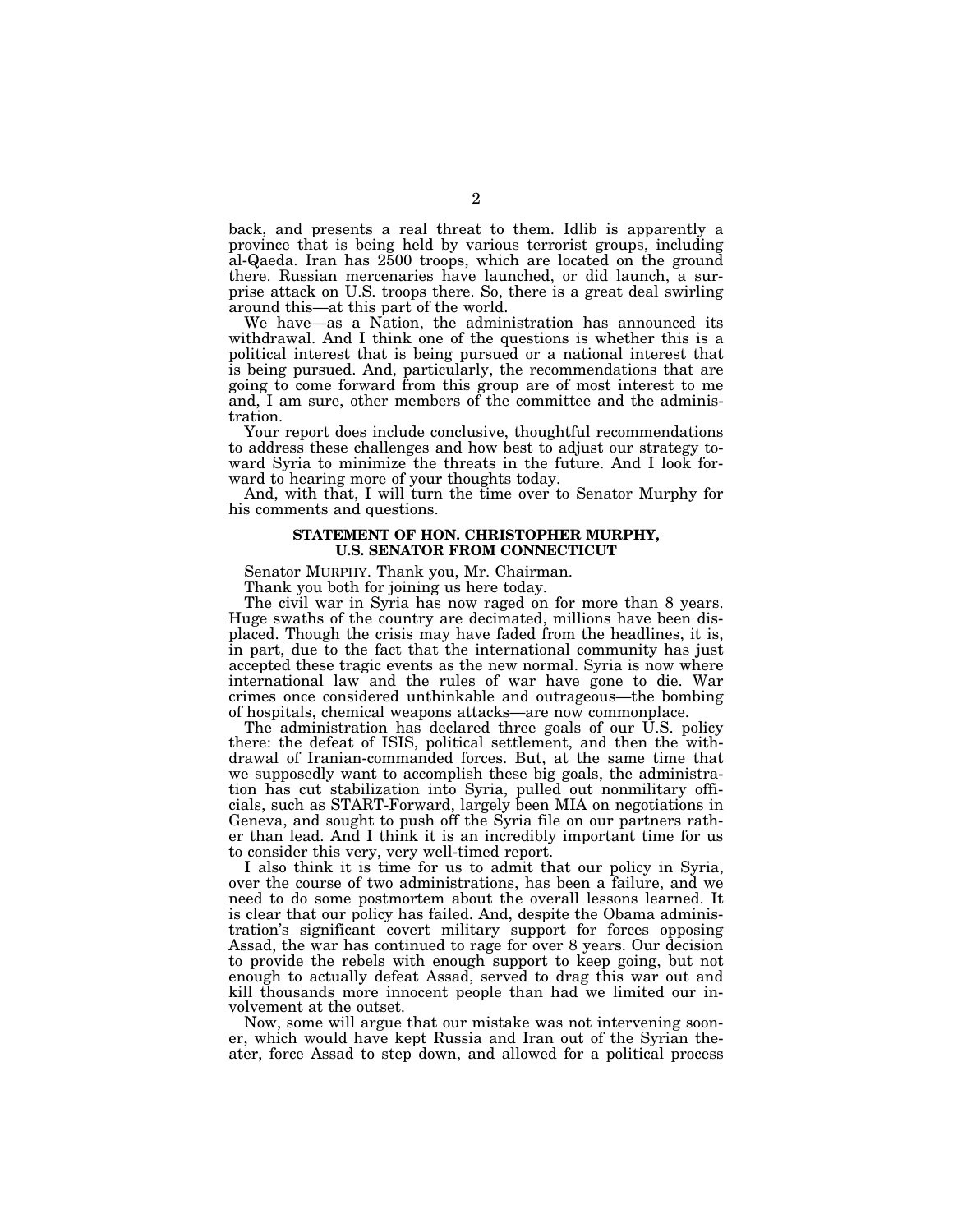back, and presents a real threat to them. Idlib is apparently a province that is being held by various terrorist groups, including al-Qaeda. Iran has 2500 troops, which are located on the ground there. Russian mercenaries have launched, or did launch, a surprise attack on U.S. troops there. So, there is a great deal swirling around this—at this part of the world.

We have—as a Nation, the administration has announced its withdrawal. And I think one of the questions is whether this is a political interest that is being pursued or a national interest that is being pursued. And, particularly, the recommendations that are going to come forward from this group are of most interest to me and, I am sure, other members of the committee and the administration.

Your report does include conclusive, thoughtful recommendations to address these challenges and how best to adjust our strategy toward Syria to minimize the threats in the future. And I look forward to hearing more of your thoughts today.

And, with that, I will turn the time over to Senator Murphy for his comments and questions.

## STATEMENT OF HON. CHRISTOPHER MURPHY, U.S. SENATOR FROM CONNECTICUT

Senator MURPHY. Thank you, Mr. Chairman.

Thank you both for joining us here today.

The civil war in Syria has now raged on for more than 8 years. Huge swaths of the country are decimated, millions have been displaced. Though the crisis may have faded from the headlines, it is, in part, due to the fact that the international community has just accepted these tragic events as the new normal. Syria is now where international law and the rules of war have gone to die. War crimes once considered unthinkable and outrageous—the bombing of hospitals, chemical weapons attacks—are now commonplace.

The administration has declared three goals of our U.S. policy there: the defeat of ISIS, political settlement, and then the withdrawal of Iranian-commanded forces. But, at the same time that we supposedly want to accomplish these big goals, the administration has cut stabilization into Syria, pulled out nonmilitary officials, such as START-Forward, largely been MIA on negotiations in Geneva, and sought to push off the Syria file on our partners rather than lead. And I think it is an incredibly important time for us to consider this very, very well-timed report.

I also think it is time for us to admit that our policy in Syria, over the course of two administrations, has been a failure, and we need to do some postmortem about the overall lessons learned. It is clear that our policy has failed. And, despite the Obama administration's significant covert military support for forces opposing Assad, the war has continued to rage for over 8 years. Our decision to provide the rebels with enough support to keep going, but not enough to actually defeat Assad, served to drag this war out and kill thousands more innocent people than had we limited our involvement at the outset.

Now, some will argue that our mistake was not intervening sooner, which would have kept Russia and Iran out of the Syrian theater, force Assad to step down, and allowed for a political process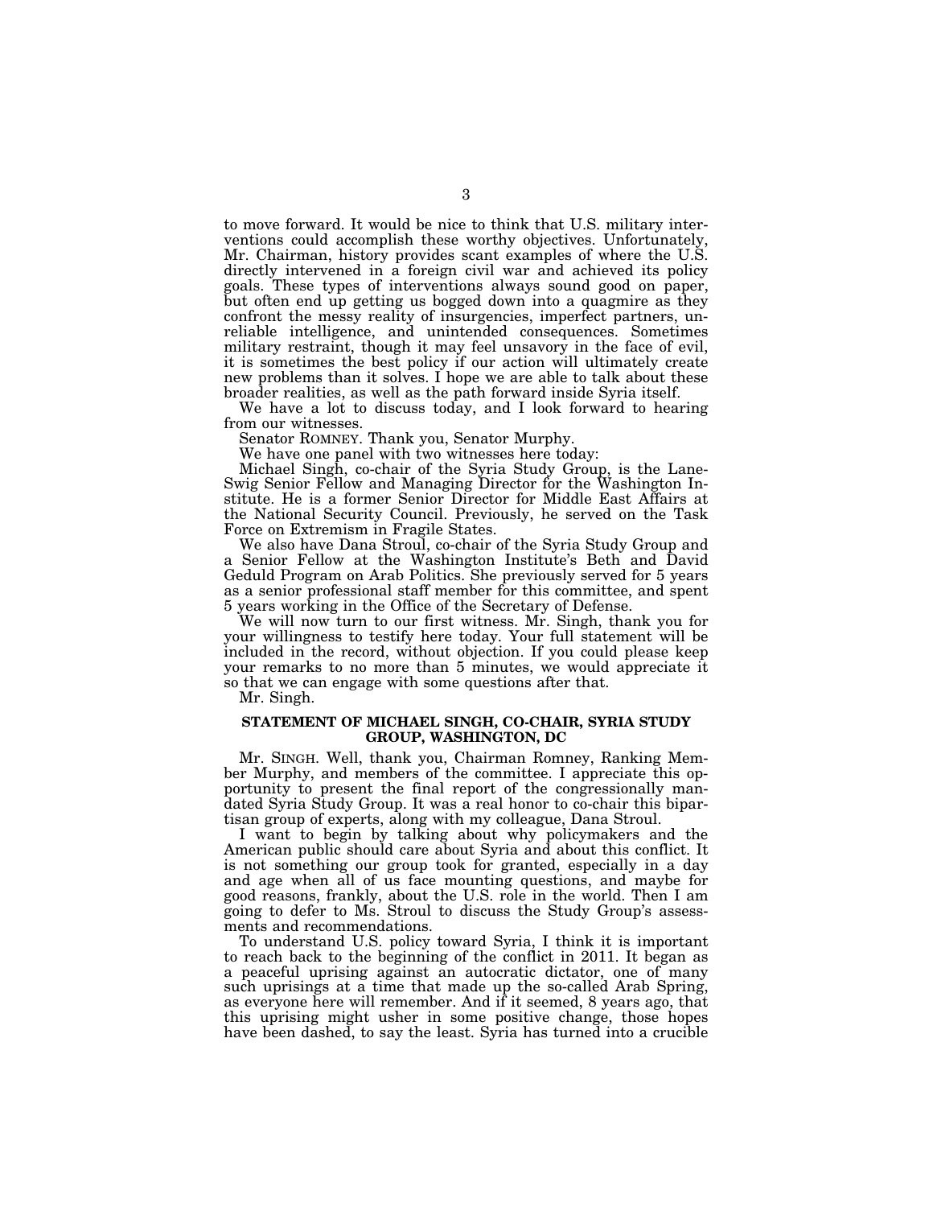to move forward. It would be nice to think that U.S. military interventions could accomplish these worthy objectives. Unfortunately, Mr. Chairman, history provides scant examples of where the U.S. directly intervened in a foreign civil war and achieved its policy goals. These types of interventions always sound good on paper, but often end up getting us bogged down into a quagmire as they confront the messy reality of insurgencies, imperfect partners, unreliable intelligence, and unintended consequences. Sometimes military restraint, though it may feel unsavory in the face of evil, it is sometimes the best policy if our action will ultimately create new problems than it solves. I hope we are able to talk about these broader realities, as well as the path forward inside Syria itself.

We have a lot to discuss today, and I look forward to hearing from our witnesses.

Senator ROMNEY. Thank you, Senator Murphy.

We have one panel with two witnesses here today:

Michael Singh, co-chair of the Syria Study Group, is the Lane-Swig Senior Fellow and Managing Director for the Washington Institute. He is a former Senior Director for Middle East Affairs at the National Security Council. Previously, he served on the Task Force on Extremism in Fragile States.

We also have Dana Stroul, co-chair of the Syria Study Group and a Senior Fellow at the Washington Institute's Beth and David Geduld Program on Arab Politics. She previously served for 5 years as a senior professional staff member for this committee, and spent 5 years working in the Office of the Secretary of Defense.

We will now turn to our first witness. Mr. Singh, thank you for your willingness to testify here today. Your full statement will be included in the record, without objection. If you could please keep your remarks to no more than 5 minutes, we would appreciate it so that we can engage with some questions after that.

Mr. Singh.

## STATEMENT OF MICHAEL SINGH, CO-CHAIR, SYRIA STUDY GROUP, WASHINGTON, DC

Mr. SINGH. Well, thank you, Chairman Romney, Ranking Member Murphy, and members of the committee. I appreciate this opportunity to present the final report of the congressionally mandated Syria Study Group. It was a real honor to co-chair this bipartisan group of experts, along with my colleague, Dana Stroul.

I want to begin by talking about why policymakers and the American public should care about Syria and about this conflict. It is not something our group took for granted, especially in a day and age when all of us face mounting questions, and maybe for good reasons, frankly, about the U.S. role in the world. Then I am going to defer to Ms. Stroul to discuss the Study Group's assessments and recommendations.

To understand U.S. policy toward Syria, I think it is important to reach back to the beginning of the conflict in 2011. It began as a peaceful uprising against an autocratic dictator, one of many such uprisings at a time that made up the so-called Arab Spring, as everyone here will remember. And if it seemed, 8 years ago, that this uprising might usher in some positive change, those hopes have been dashed, to say the least. Syria has turned into a crucible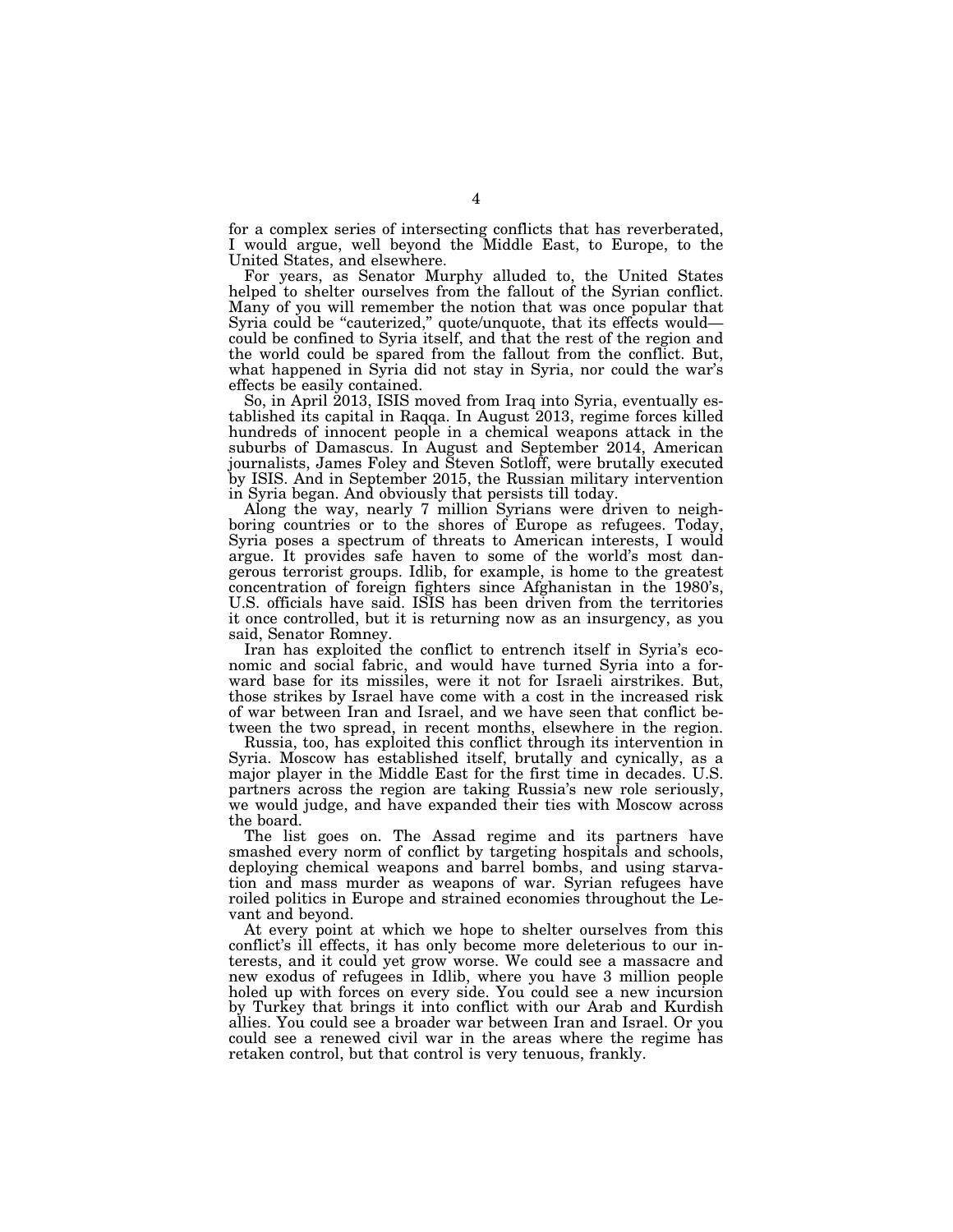for a complex series of intersecting conflicts that has reverberated, I would argue, well beyond the Middle East, to Europe, to the United States, and elsewhere.

For years, as Senator Murphy alluded to, the United States helped to shelter ourselves from the fallout of the Syrian conflict. Many of you will remember the notion that was once popular that Syria could be "cauterized," quote/unquote, that its effects would—could be confined to Syria itself, and that the rest of the region and the world could be spared from the fallout from the conflict. But, what happened in Syria did not stay in Syria, nor could the war's effects be easily contained.

So, in April 2013, ISIS moved from Iraq into Syria, eventually established its capital in Raqqa. In August 2013, regime forces killed hundreds of innocent people in a chemical weapons attack in the suburbs of Damascus. In August and September 2014, American journalists, James Foley and Steven Sotloff, were brutally executed by ISIS. And in September 2015, the Russian military intervention in Syria began. And obviously that persists till today.

Along the way, nearly 7 million Syrians were driven to neighboring countries or to the shores of Europe as refugees. Today, Syria poses a spectrum of threats to American interests, I would argue. It provides safe haven to some of the world's most dangerous terrorist groups. Idlib, for example, is home to the greatest concentration of foreign fighters since Afghanistan in the 1980's, U.S. officials have said. ISIS has been driven from the territories it once controlled, but it is returning now as an insurgency, as you said, Senator Romney.

Iran has exploited the conflict to entrench itself in Syria's economic and social fabric, and would have turned Syria into a forward base for its missiles, were it not for Israeli airstrikes. But, those strikes by Israel have come with a cost in the increased risk of war between Iran and Israel, and we have seen that conflict between the two spread, in recent months, elsewhere in the region.

Russia, too, has exploited this conflict through its intervention in Syria. Moscow has established itself, brutally and cynically, as a major player in the Middle East for the first time in decades. U.S. partners across the region are taking Russia's new role seriously, we would judge, and have expanded their ties with Moscow across the board.

The list goes on. The Assad regime and its partners have smashed every norm of conflict by targeting hospitals and schools, deploying chemical weapons and barrel bombs, and using starvation and mass murder as weapons of war. Syrian refugees have roiled politics in Europe and strained economies throughout the Levant and beyond.

At every point at which we hope to shelter ourselves from this conflict's ill effects, it has only become more deleterious to our interests, and it could yet grow worse. We could see a massacre and new exodus of refugees in Idlib, where you have 3 million people holed up with forces on every side. You could see a new incursion by Turkey that brings it into conflict with our Arab and Kurdish allies. You could see a broader war between Iran and Israel. Or you could see a renewed civil war in the areas where the regime has retaken control, but that control is very tenuous, frankly.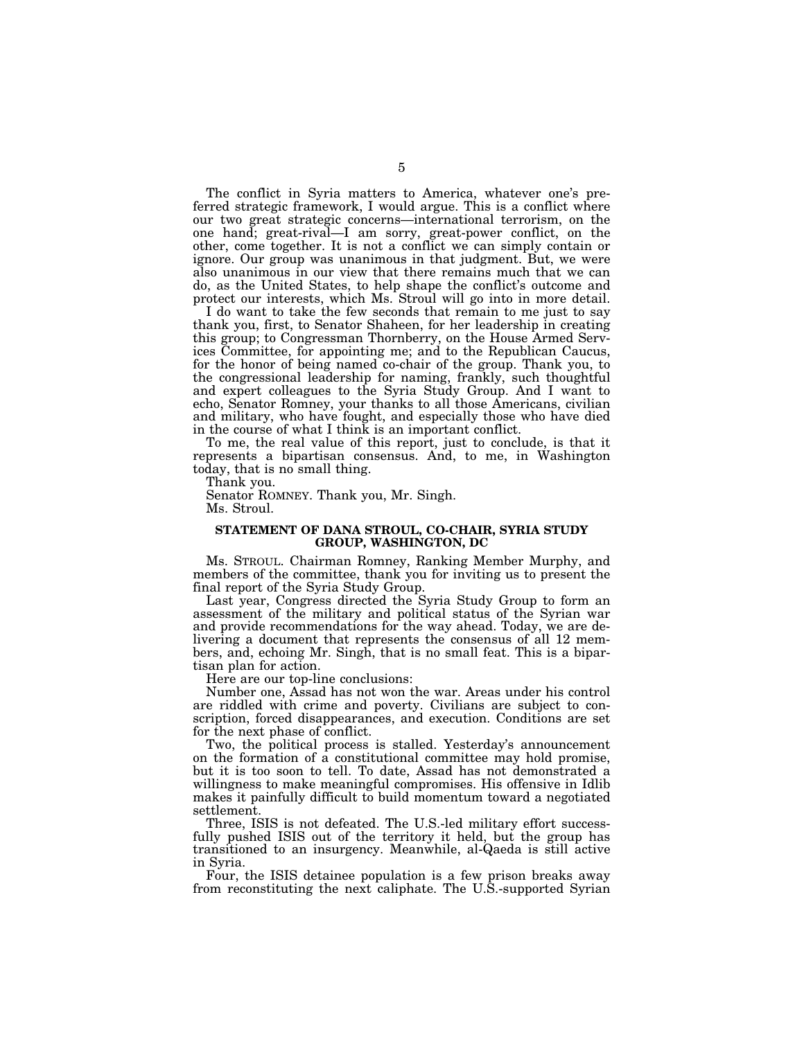The conflict in Syria matters to America, whatever one's preferred strategic framework, I would argue. This is a conflict where our two great strategic concerns—international terrorism, on the one hand; great-rival—I am sorry, great-power conflict, on the other, come together. It is not a conflict we can simply contain or ignore. Our group was unanimous in that judgment. But, we were also unanimous in our view that there remains much that we can do, as the United States, to help shape the conflict's outcome and protect our interests, which Ms. Stroul will go into in more detail.

I do want to take the few seconds that remain to me just to say thank you, first, to Senator Shaheen, for her leadership in creating this group; to Congressman Thornberry, on the House Armed Services Committee, for appointing me; and to the Republican Caucus, for the honor of being named co-chair of the group. Thank you, to the congressional leadership for naming, frankly, such thoughtful and expert colleagues to the Syria Study Group. And I want to echo, Senator Romney, your thanks to all those Americans, civilian and military, who have fought, and especially those who have died in the course of what I think is an important conflict.

To me, the real value of this report, just to conclude, is that it represents a bipartisan consensus. And, to me, in Washington today, that is no small thing.

Thank you.

Senator ROMNEY. Thank you, Mr. Singh.

Ms. Stroul.

## STATEMENT OF DANA STROUL, CO-CHAIR, SYRIA STUDY GROUP, WASHINGTON, DC

Ms. STROUL. Chairman Romney, Ranking Member Murphy, and members of the committee, thank you for inviting us to present the final report of the Syria Study Group.

Last year, Congress directed the Syria Study Group to form an assessment of the military and political status of the Syrian war and provide recommendations for the way ahead. Today, we are delivering a document that represents the consensus of all 12 members, and, echoing Mr. Singh, that is no small feat. This is a bipartisan plan for action.

Here are our top-line conclusions:

Number one, Assad has not won the war. Areas under his control are riddled with crime and poverty. Civilians are subject to conscription, forced disappearances, and execution. Conditions are set for the next phase of conflict.

Two, the political process is stalled. Yesterday's announcement on the formation of a constitutional committee may hold promise, but it is too soon to tell. To date, Assad has not demonstrated a willingness to make meaningful compromises. His offensive in Idlib makes it painfully difficult to build momentum toward a negotiated settlement.

Three, ISIS is not defeated. The U.S.-led military effort successfully pushed ISIS out of the territory it held, but the group has transitioned to an insurgency. Meanwhile, al-Qaeda is still active in Syria.

Four, the ISIS detainee population is a few prison breaks away from reconstituting the next caliphate. The U.S.-supported Syrian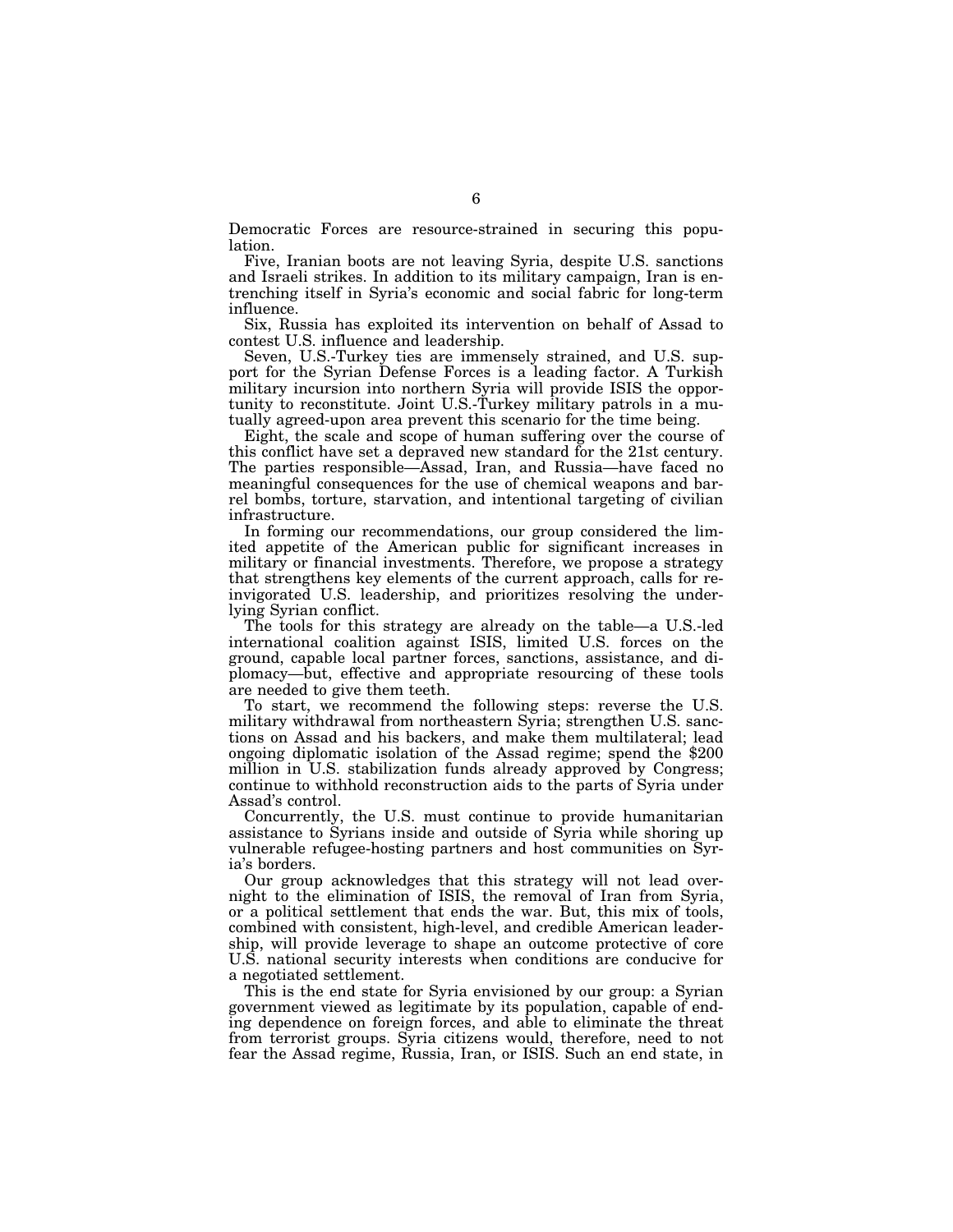Democratic Forces are resource-strained in securing this population.

Five, Iranian boots are not leaving Syria, despite U.S. sanctions and Israeli strikes. In addition to its military campaign, Iran is entrenching itself in Syria's economic and social fabric for long-term influence.

Six, Russia has exploited its intervention on behalf of Assad to contest U.S. influence and leadership.

Seven, U.S.-Turkey ties are immensely strained, and U.S. support for the Syrian Defense Forces is a leading factor. A Turkish military incursion into northern Syria will provide ISIS the opportunity to reconstitute. Joint U.S.-Turkey military patrols in a mutually agreed-upon area prevent this scenario for the time being.

Eight, the scale and scope of human suffering over the course of this conflict have set a depraved new standard for the 21st century. The parties responsible—Assad, Iran, and Russia—have faced no meaningful consequences for the use of chemical weapons and barrel bombs, torture, starvation, and intentional targeting of civilian infrastructure.

In forming our recommendations, our group considered the limited appetite of the American public for significant increases in military or financial investments. Therefore, we propose a strategy that strengthens key elements of the current approach, calls for reinvigorated U.S. leadership, and prioritizes resolving the underlying Syrian conflict.

The tools for this strategy are already on the table—a U.S.-led international coalition against ISIS, limited U.S. forces on the ground, capable local partner forces, sanctions, assistance, and diplomacy—but, effective and appropriate resourcing of these tools are needed to give them teeth.

To start, we recommend the following steps: reverse the U.S. military withdrawal from northeastern Syria; strengthen U.S. sanctions on Assad and his backers, and make them multilateral; lead ongoing diplomatic isolation of the Assad regime; spend the $200 million in U.S. stabilization funds already approved by Congress; continue to withhold reconstruction aids to the parts of Syria under Assad's control.

Concurrently, the U.S. must continue to provide humanitarian assistance to Syrians inside and outside of Syria while shoring up vulnerable refugee-hosting partners and host communities on Syria's borders.

Our group acknowledges that this strategy will not lead overnight to the elimination of ISIS, the removal of Iran from Syria, or a political settlement that ends the war. But, this mix of tools, combined with consistent, high-level, and credible American leadership, will provide leverage to shape an outcome protective of core U.S. national security interests when conditions are conducive for a negotiated settlement.

This is the end state for Syria envisioned by our group: a Syrian government viewed as legitimate by its population, capable of ending dependence on foreign forces, and able to eliminate the threat from terrorist groups. Syria citizens would, therefore, need to not fear the Assad regime, Russia, Iran, or ISIS. Such an end state, in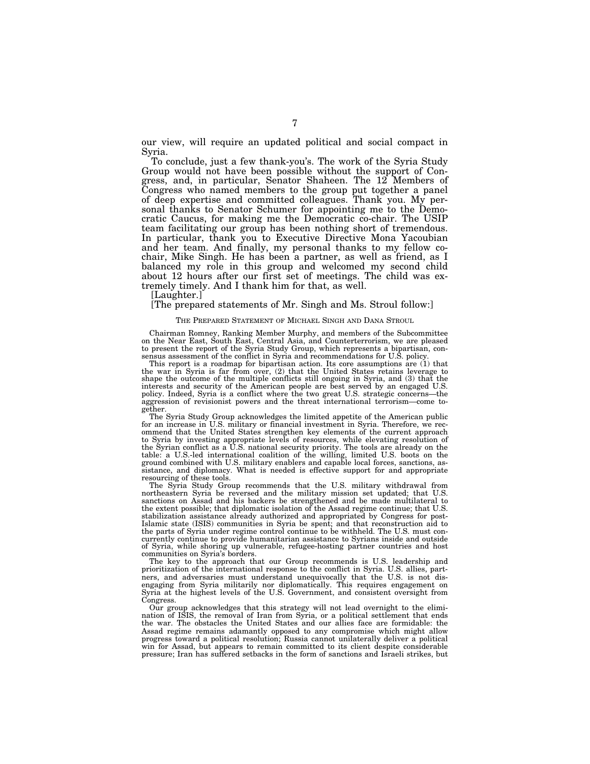our view, will require an updated political and social compact in Syria.

To conclude, just a few thank-you's. The work of the Syria Study Group would not have been possible without the support of Congress, and, in particular, Senator Shaheen. The 12 Members of Congress who named members to the group put together a panel of deep expertise and committed colleagues. Thank you. My personal thanks to Senator Schumer for appointing me to the Democratic Caucus, for making me the Democratic co-chair. The USIP team facilitating our group has been nothing short of tremendous. In particular, thank you to Executive Directive Mona Yacoubian and her team. And finally, my personal thanks to my fellow co-chair, Mike Singh. He has been a partner, as well as friend, as I balanced my role in this group and welcomed my second child about 12 hours after our first set of meetings. The child was extremely timely. And I thank him for that, as well.

[Laughter.]

[The prepared statements of Mr. Singh and Ms. Stroul follow:]

THE PREPARED STATEMENT OF MICHAEL SINGH AND DANA STROUL

Chairman Romney, Ranking Member Murphy, and members of the Subcommittee on the Near East, South East, Central Asia, and Counterterrorism, we are pleased to present the report of the Syria Study Group, which represents a bipartisan, consensus assessment of the conflict in Syria and recommendations for U.S. policy.

This report is a roadmap for bipartisan action. Its core assumptions are (1) that the war in Syria is far from over, (2) that the United States retains leverage to shape the outcome of the multiple conflicts still ongoing in Syria, and (3) that the interests and security of the American people are best served by an engaged U.S. policy. Indeed, Syria is a conflict where the two great U.S. strategic concerns—the aggression of revisionist powers and the threat international terrorism—come together.

The Syria Study Group acknowledges the limited appetite of the American public for an increase in U.S. military or financial investment in Syria. Therefore, we recommend that the United States strengthen key elements of the current approach to Syria by investing appropriate levels of resources, while elevating resolution of the Syrian conflict as a U.S. national security priority. The tools are already on the table: a U.S.-led international coalition of the willing, limited U.S. boots on the ground combined with U.S. military enablers and capable local forces, sanctions, assistance, and diplomacy. What is needed is effective support for and appropriate resourcing of these tools.

The Syria Study Group recommends that the U.S. military withdrawal from northeastern Syria be reversed and the military mission set updated; that U.S. sanctions on Assad and his backers be strengthened and be made multilateral to the extent possible; that diplomatic isolation of the Assad regime continue; that U.S. stabilization assistance already authorized and appropriated by Congress for post-Islamic state (ISIS) communities in Syria be spent; and that reconstruction aid to the parts of Syria under regime control continue to be withheld. The U.S. must concurrently continue to provide humanitarian assistance to Syrians inside and outside of Syria, while shoring up vulnerable, refugee-hosting partner countries and host communities on Syria's borders.

The key to the approach that our Group recommends is U.S. leadership and prioritization of the international response to the conflict in Syria. U.S. allies, partners, and adversaries must understand unequivocally that the U.S. is not disengaging from Syria militarily nor diplomatically. This requires engagement on Syria at the highest levels of the U.S. Government, and consistent oversight from Congress.

Our group acknowledges that this strategy will not lead overnight to the elimination of ISIS, the removal of Iran from Syria, or a political settlement that ends the war. The obstacles the United States and our allies face are formidable: the Assad regime remains adamantly opposed to any compromise which might allow progress toward a political resolution; Russia cannot unilaterally deliver a political win for Assad, but appears to remain committed to its client despite considerable pressure; Iran has suffered setbacks in the form of sanctions and Israeli strikes, but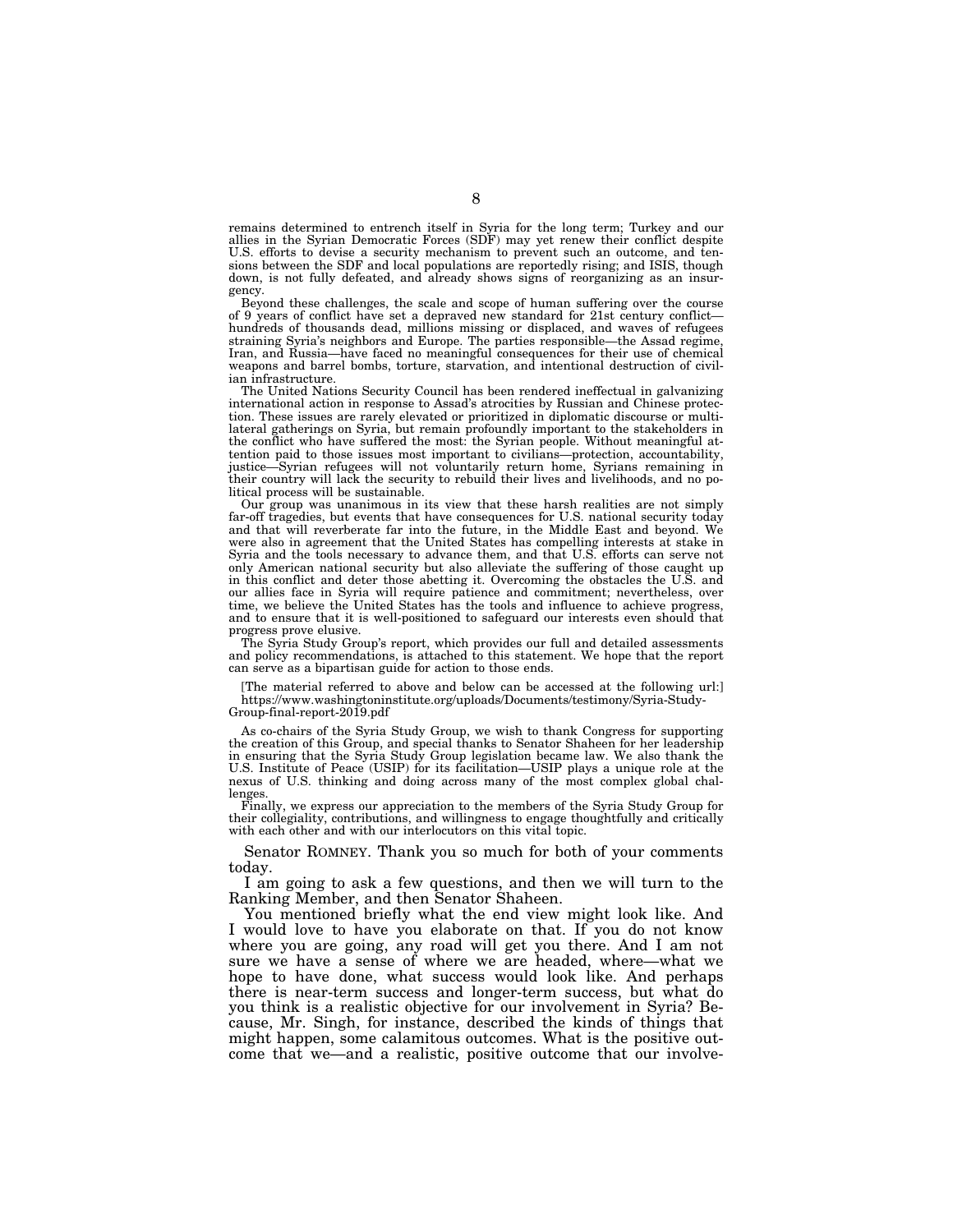remains determined to entrench itself in Syria for the long term; Turkey and our allies in the Syrian Democratic Forces (SDF) may yet renew their conflict despite U.S. efforts to devise a security mechanism to prevent such an outcome, and tensions between the SDF and local populations are reportedly rising; and ISIS, though down, is not fully defeated, and already shows signs of reorganizing as an insurgency.

Beyond these challenges, the scale and scope of human suffering over the course of 9 years of conflict have set a depraved new standard for 21st century conflict—hundreds of thousands dead, millions missing or displaced, and waves of refugees straining Syria's neighbors and Europe. The parties responsible—the Assad regime, Iran, and Russia—have faced no meaningful consequences for their use of chemical weapons and barrel bombs, torture, starvation, and intentional destruction of civilian infrastructure.

The United Nations Security Council has been rendered ineffectual in galvanizing international action in response to Assad's atrocities by Russian and Chinese protection. These issues are rarely elevated or prioritized in diplomatic discourse or multilateral gatherings on Syria, but remain profoundly important to the stakeholders in the conflict who have suffered the most: the Syrian people. Without meaningful attention paid to those issues most important to civilians—protection, accountability, justice—Syrian refugees will not voluntarily return home, Syrians remaining in their country will lack the security to rebuild their lives and livelihoods, and no political process will be sustainable.

Our group was unanimous in its view that these harsh realities are not simply far-off tragedies, but events that have consequences for U.S. national security today and that will reverberate far into the future, in the Middle East and beyond. We were also in agreement that the United States has compelling interests at stake in Syria and the tools necessary to advance them, and that U.S. efforts can serve not only American national security but also alleviate the suffering of those caught up in this conflict and deter those abetting it. Overcoming the obstacles the U.S. and our allies face in Syria will require patience and commitment; nevertheless, over time, we believe the United States has the tools and influence to achieve progress, and to ensure that it is well-positioned to safeguard our interests even should that progress prove elusive.

The Syria Study Group's report, which provides our full and detailed assessments and policy recommendations, is attached to this statement. We hope that the report can serve as a bipartisan guide for action to those ends.

[The material referred to above and below can be accessed at the following url:]
https://www.washingtoninstitute.org/uploads/Documents/testimony/Syria-Study-Group-final-report-2019.pdf

As co-chairs of the Syria Study Group, we wish to thank Congress for supporting the creation of this Group, and special thanks to Senator Shaheen for her leadership in ensuring that the Syria Study Group legislation became law. We also thank the U.S. Institute of Peace (USIP) for its facilitation—USIP plays a unique role at the nexus of U.S. thinking and doing across many of the most complex global challenges.

Finally, we express our appreciation to the members of the Syria Study Group for their collegiality, contributions, and willingness to engage thoughtfully and critically with each other and with our interlocutors on this vital topic.

Senator ROMNEY. Thank you so much for both of your comments today.

I am going to ask a few questions, and then we will turn to the Ranking Member, and then Senator Shaheen.

You mentioned briefly what the end view might look like. And I would love to have you elaborate on that. If you do not know where you are going, any road will get you there. And I am not sure we have a sense of where we are headed, where—what we hope to have done, what success would look like. And perhaps there is near-term success and longer-term success, but what do you think is a realistic objective for our involvement in Syria? Because, Mr. Singh, for instance, described the kinds of things that might happen, some calamitous outcomes. What is the positive outcome that we—and a realistic, positive outcome that our involve-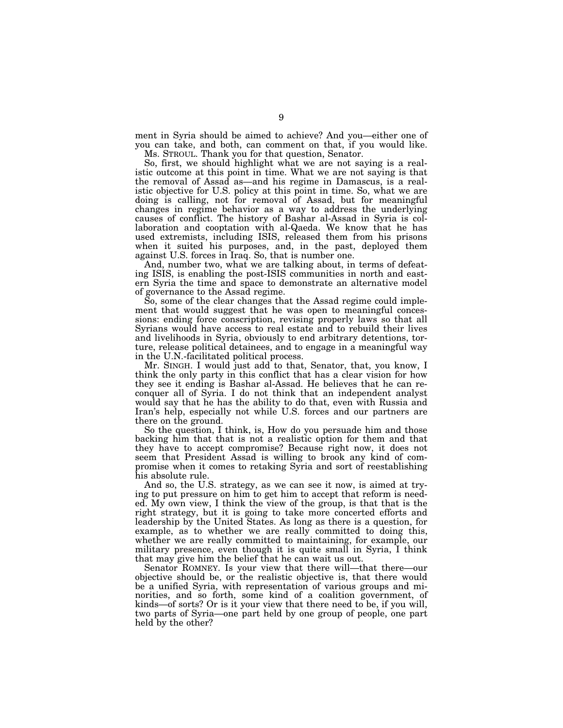ment in Syria should be aimed to achieve? And you—either one of you can take, and both, can comment on that, if you would like.

Ms. STROUL. Thank you for that question, Senator.

So, first, we should highlight what we are not saying is a realistic outcome at this point in time. What we are not saying is that the removal of Assad as—and his regime in Damascus, is a realistic objective for U.S. policy at this point in time. So, what we are doing is calling, not for removal of Assad, but for meaningful changes in regime behavior as a way to address the underlying causes of conflict. The history of Bashar al-Assad in Syria is collaboration and cooptation with al-Qaeda. We know that he has used extremists, including ISIS, released them from his prisons when it suited his purposes, and, in the past, deployed them against U.S. forces in Iraq. So, that is number one.

And, number two, what we are talking about, in terms of defeating ISIS, is enabling the post-ISIS communities in north and eastern Syria the time and space to demonstrate an alternative model of governance to the Assad regime.

So, some of the clear changes that the Assad regime could implement that would suggest that he was open to meaningful concessions: ending force conscription, revising properly laws so that all Syrians would have access to real estate and to rebuild their lives and livelihoods in Syria, obviously to end arbitrary detentions, torture, release political detainees, and to engage in a meaningful way in the U.N.-facilitated political process.

Mr. SINGH. I would just add to that, Senator, that, you know, I think the only party in this conflict that has a clear vision for how they see it ending is Bashar al-Assad. He believes that he can reconquer all of Syria. I do not think that an independent analyst would say that he has the ability to do that, even with Russia and Iran's help, especially not while U.S. forces and our partners are there on the ground.

So the question, I think, is, How do you persuade him and those backing him that that is not a realistic option for them and that they have to accept compromise? Because right now, it does not seem that President Assad is willing to brook any kind of compromise when it comes to retaking Syria and sort of reestablishing his absolute rule.

And so, the U.S. strategy, as we can see it now, is aimed at trying to put pressure on him to get him to accept that reform is needed. My own view, I think the view of the group, is that that is the right strategy, but it is going to take more concerted efforts and leadership by the United States. As long as there is a question, for example, as to whether we are really committed to doing this, whether we are really committed to maintaining, for example, our military presence, even though it is quite small in Syria, I think that may give him the belief that he can wait us out.

Senator ROMNEY. Is your view that there will—that there—our objective should be, or the realistic objective is, that there would be a unified Syria, with representation of various groups and minorities, and so forth, some kind of a coalition government, of kinds—of sorts? Or is it your view that there need to be, if you will, two parts of Syria—one part held by one group of people, one part held by the other?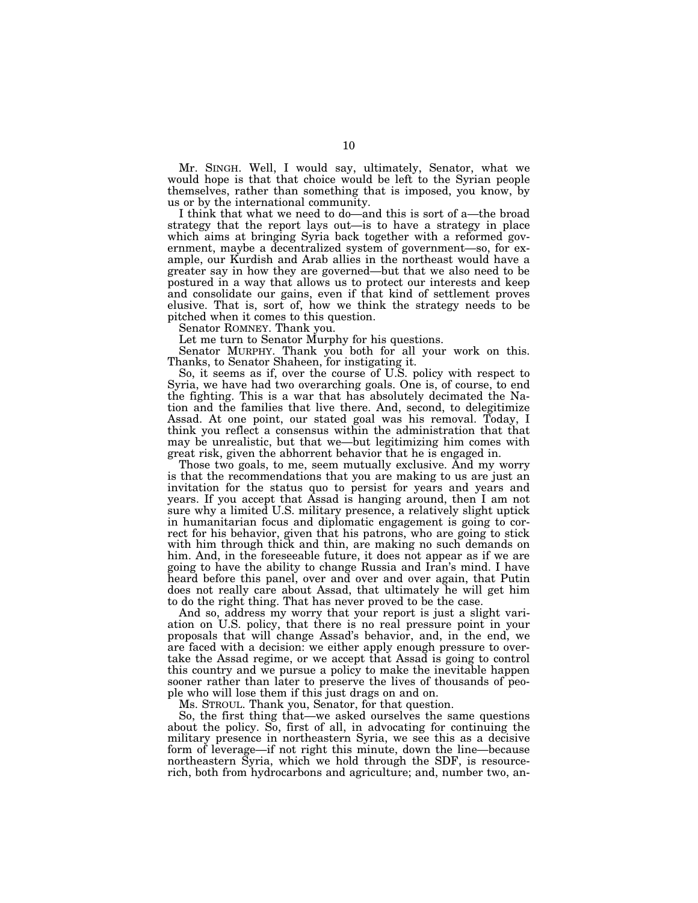Mr. SINGH. Well, I would say, ultimately, Senator, what we would hope is that that choice would be left to the Syrian people themselves, rather than something that is imposed, you know, by us or by the international community.

I think that what we need to do—and this is sort of a—the broad strategy that the report lays out—is to have a strategy in place which aims at bringing Syria back together with a reformed government, maybe a decentralized system of government—so, for example, our Kurdish and Arab allies in the northeast would have a greater say in how they are governed—but that we also need to be postured in a way that allows us to protect our interests and keep and consolidate our gains, even if that kind of settlement proves elusive. That is, sort of, how we think the strategy needs to be pitched when it comes to this question.

Senator ROMNEY. Thank you.

Let me turn to Senator Murphy for his questions.

Senator MURPHY. Thank you both for all your work on this. Thanks, to Senator Shaheen, for instigating it.

So, it seems as if, over the course of U.S. policy with respect to Syria, we have had two overarching goals. One is, of course, to end the fighting. This is a war that has absolutely decimated the Nation and the families that live there. And, second, to delegitimize Assad. At one point, our stated goal was his removal. Today, I think you reflect a consensus within the administration that that may be unrealistic, but that we—but legitimizing him comes with great risk, given the abhorrent behavior that he is engaged in.

Those two goals, to me, seem mutually exclusive. And my worry is that the recommendations that you are making to us are just an invitation for the status quo to persist for years and years and years. If you accept that Assad is hanging around, then I am not sure why a limited U.S. military presence, a relatively slight uptick in humanitarian focus and diplomatic engagement is going to correct for his behavior, given that his patrons, who are going to stick with him through thick and thin, are making no such demands on him. And, in the foreseeable future, it does not appear as if we are going to have the ability to change Russia and Iran's mind. I have heard before this panel, over and over and over again, that Putin does not really care about Assad, that ultimately he will get him to do the right thing. That has never proved to be the case.

And so, address my worry that your report is just a slight variation on U.S. policy, that there is no real pressure point in your proposals that will change Assad's behavior, and, in the end, we are faced with a decision: we either apply enough pressure to overtake the Assad regime, or we accept that Assad is going to control this country and we pursue a policy to make the inevitable happen sooner rather than later to preserve the lives of thousands of people who will lose them if this just drags on and on.

Ms. STROUL. Thank you, Senator, for that question.

So, the first thing that—we asked ourselves the same questions about the policy. So, first of all, in advocating for continuing the military presence in northeastern Syria, we see this as a decisive form of leverage—if not right this minute, down the line—because northeastern Syria, which we hold through the SDF, is resource-rich, both from hydrocarbons and agriculture; and, number two, an-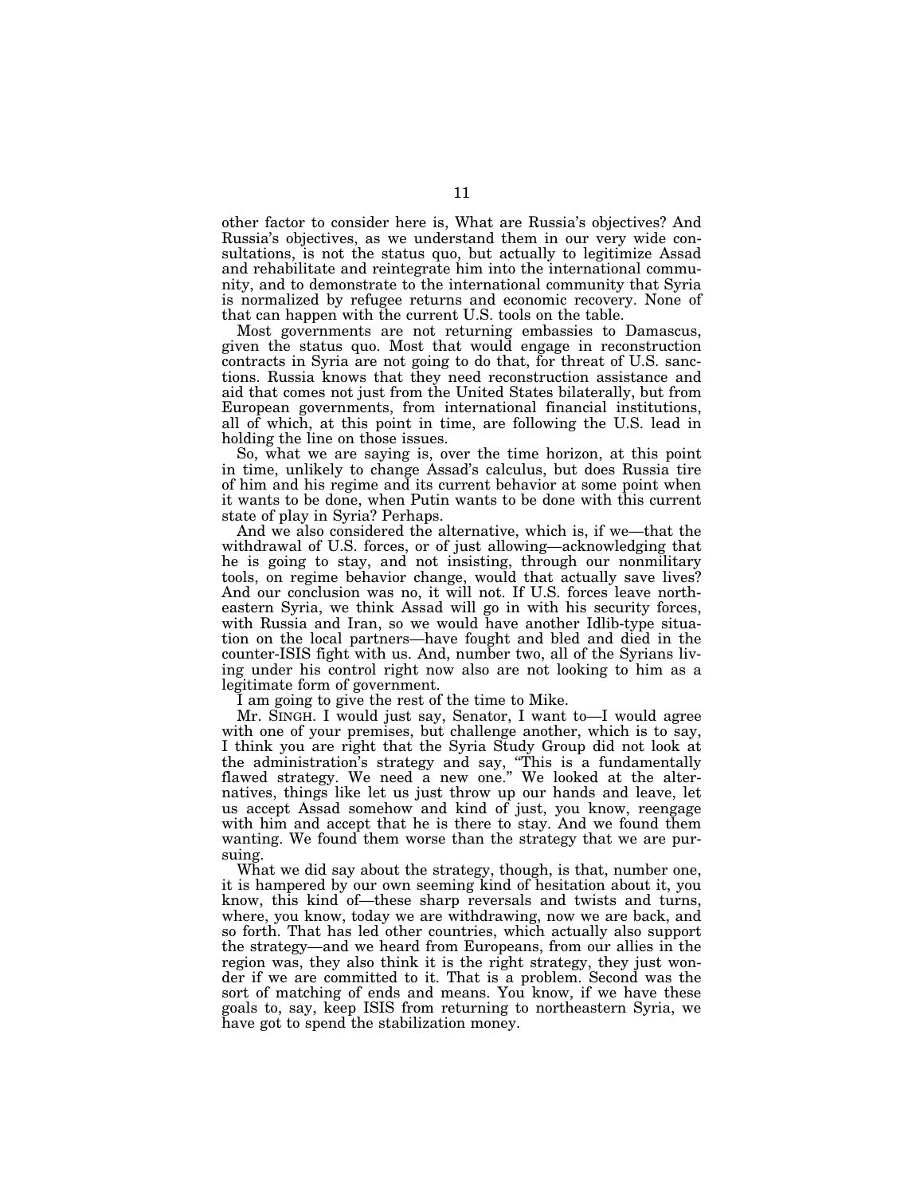other factor to consider here is, What are Russia's objectives? And Russia's objectives, as we understand them in our very wide consultations, is not the status quo, but actually to legitimize Assad and rehabilitate and reintegrate him into the international community, and to demonstrate to the international community that Syria is normalized by refugee returns and economic recovery. None of that can happen with the current U.S. tools on the table.

Most governments are not returning embassies to Damascus, given the status quo. Most that would engage in reconstruction contracts in Syria are not going to do that, for threat of U.S. sanctions. Russia knows that they need reconstruction assistance and aid that comes not just from the United States bilaterally, but from European governments, from international financial institutions, all of which, at this point in time, are following the U.S. lead in holding the line on those issues.

So, what we are saying is, over the time horizon, at this point in time, unlikely to change Assad's calculus, but does Russia tire of him and his regime and its current behavior at some point when it wants to be done, when Putin wants to be done with this current state of play in Syria? Perhaps.

And we also considered the alternative, which is, if we—that the withdrawal of U.S. forces, or of just allowing—acknowledging that he is going to stay, and not insisting, through our nonmilitary tools, on regime behavior change, would that actually save lives? And our conclusion was no, it will not. If U.S. forces leave northeastern Syria, we think Assad will go in with his security forces, with Russia and Iran, so we would have another Idlib-type situation on the local partners—have fought and bled and died in the counter-ISIS fight with us. And, number two, all of the Syrians living under his control right now also are not looking to him as a legitimate form of government.

I am going to give the rest of the time to Mike.

Mr. SINGH. I would just say, Senator, I want to—I would agree with one of your premises, but challenge another, which is to say, I think you are right that the Syria Study Group did not look at the administration's strategy and say, "This is a fundamentally flawed strategy. We need a new one." We looked at the alternatives, things like let us just throw up our hands and leave, let us accept Assad somehow and kind of just, you know, reengage with him and accept that he is there to stay. And we found them wanting. We found them worse than the strategy that we are pursuing.

What we did say about the strategy, though, is that, number one, it is hampered by our own seeming kind of hesitation about it, you know, this kind of—these sharp reversals and twists and turns, where, you know, today we are withdrawing, now we are back, and so forth. That has led other countries, which actually also support the strategy—and we heard from Europeans, from our allies in the region was, they also think it is the right strategy, they just wonder if we are committed to it. That is a problem. Second was the sort of matching of ends and means. You know, if we have these goals to, say, keep ISIS from returning to northeastern Syria, we have got to spend the stabilization money.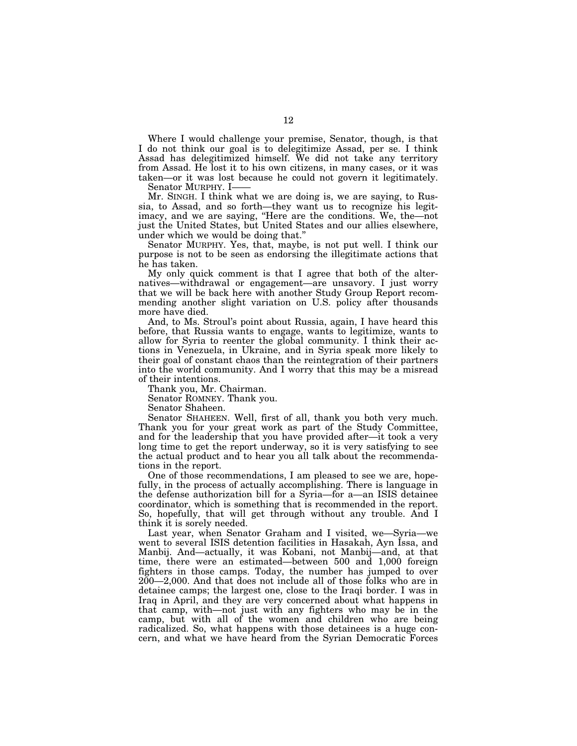Where I would challenge your premise, Senator, though, is that I do not think our goal is to delegitimize Assad, per se. I think Assad has delegitimized himself. We did not take any territory from Assad. He lost it to his own citizens, in many cases, or it was taken—or it was lost because he could not govern it legitimately.

Senator MURPHY. I——

Mr. SINGH. I think what we are doing is, we are saying, to Russia, to Assad, and so forth—they want us to recognize his legitimacy, and we are saying, "Here are the conditions. We, the—not just the United States, but United States and our allies elsewhere, under which we would be doing that."

Senator MURPHY. Yes, that, maybe, is not put well. I think our purpose is not to be seen as endorsing the illegitimate actions that he has taken.

My only quick comment is that I agree that both of the alternatives—withdrawal or engagement—are unsavory. I just worry that we will be back here with another Study Group Report recommending another slight variation on U.S. policy after thousands more have died.

And, to Ms. Stroul's point about Russia, again, I have heard this before, that Russia wants to engage, wants to legitimize, wants to allow for Syria to reenter the global community. I think their actions in Venezuela, in Ukraine, and in Syria speak more likely to their goal of constant chaos than the reintegration of their partners into the world community. And I worry that this may be a misread of their intentions.

Thank you, Mr. Chairman.

Senator ROMNEY. Thank you.

Senator Shaheen.

Senator SHAHEEN. Well, first of all, thank you both very much. Thank you for your great work as part of the Study Committee, and for the leadership that you have provided after—it took a very long time to get the report underway, so it is very satisfying to see the actual product and to hear you all talk about the recommendations in the report.

One of those recommendations, I am pleased to see we are, hopefully, in the process of actually accomplishing. There is language in the defense authorization bill for a Syria—for a—an ISIS detainee coordinator, which is something that is recommended in the report. So, hopefully, that will get through without any trouble. And I think it is sorely needed.

Last year, when Senator Graham and I visited, we—Syria—we went to several ISIS detention facilities in Hasakah, Ayn Issa, and Manbij. And—actually, it was Kobani, not Manbij—and, at that time, there were an estimated—between 500 and 1,000 foreign fighters in those camps. Today, the number has jumped to over 200—2,000. And that does not include all of those folks who are in detainee camps; the largest one, close to the Iraqi border. I was in Iraq in April, and they are very concerned about what happens in that camp, with—not just with any fighters who may be in the camp, but with all of the women and children who are being radicalized. So, what happens with those detainees is a huge concern, and what we have heard from the Syrian Democratic Forces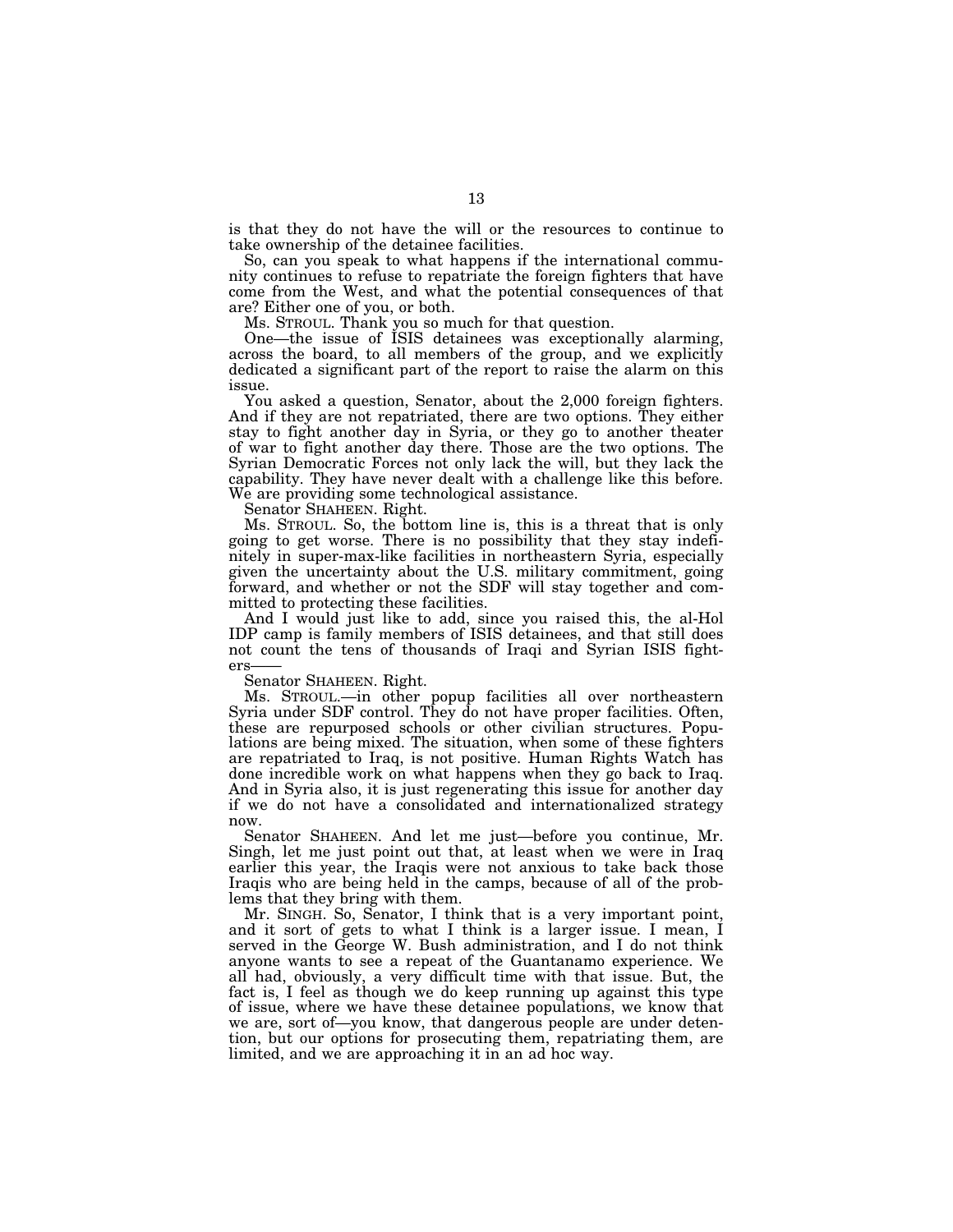is that they do not have the will or the resources to continue to take ownership of the detainee facilities.

So, can you speak to what happens if the international community continues to refuse to repatriate the foreign fighters that have come from the West, and what the potential consequences of that are? Either one of you, or both.

Ms. STROUL. Thank you so much for that question.

One—the issue of ISIS detainees was exceptionally alarming, across the board, to all members of the group, and we explicitly dedicated a significant part of the report to raise the alarm on this issue.

You asked a question, Senator, about the 2,000 foreign fighters. And if they are not repatriated, there are two options. They either stay to fight another day in Syria, or they go to another theater of war to fight another day there. Those are the two options. The Syrian Democratic Forces not only lack the will, but they lack the capability. They have never dealt with a challenge like this before. We are providing some technological assistance.

Senator SHAHEEN. Right.

Ms. STROUL. So, the bottom line is, this is a threat that is only going to get worse. There is no possibility that they stay indefinitely in super-max-like facilities in northeastern Syria, especially given the uncertainty about the U.S. military commitment, going forward, and whether or not the SDF will stay together and committed to protecting these facilities.

And I would just like to add, since you raised this, the al-Hol IDP camp is family members of ISIS detainees, and that still does not count the tens of thousands of Iraqi and Syrian ISIS fighters——

Senator SHAHEEN. Right.

Ms. STROUL.—in other popup facilities all over northeastern Syria under SDF control. They do not have proper facilities. Often, these are repurposed schools or other civilian structures. Populations are being mixed. The situation, when some of these fighters are repatriated to Iraq, is not positive. Human Rights Watch has done incredible work on what happens when they go back to Iraq. And in Syria also, it is just regenerating this issue for another day if we do not have a consolidated and internationalized strategy now.

Senator SHAHEEN. And let me just—before you continue, Mr. Singh, let me just point out that, at least when we were in Iraq earlier this year, the Iraqis were not anxious to take back those Iraqis who are being held in the camps, because of all of the problems that they bring with them.

Mr. SINGH. So, Senator, I think that is a very important point, and it sort of gets to what I think is a larger issue. I mean, I served in the George W. Bush administration, and I do not think anyone wants to see a repeat of the Guantanamo experience. We all had, obviously, a very difficult time with that issue. But, the fact is, I feel as though we do keep running up against this type of issue, where we have these detainee populations, we know that we are, sort of—you know, that dangerous people are under detention, but our options for prosecuting them, repatriating them, are limited, and we are approaching it in an ad hoc way.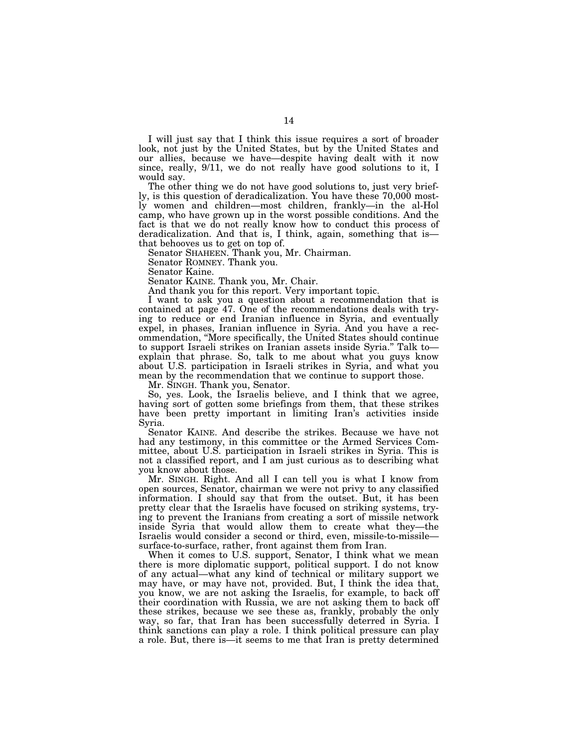I will just say that I think this issue requires a sort of broader look, not just by the United States, but by the United States and our allies, because we have—despite having dealt with it now since, really, 9/11, we do not really have good solutions to it, I would say.

The other thing we do not have good solutions to, just very briefly, is this question of deradicalization. You have these 70,000 mostly women and children—most children, frankly—in the al-Hol camp, who have grown up in the worst possible conditions. And the fact is that we do not really know how to conduct this process of deradicalization. And that is, I think, again, something that is—that behooves us to get on top of.

Senator SHAHEEN. Thank you, Mr. Chairman.

Senator ROMNEY. Thank you.

Senator Kaine.

Senator KAINE. Thank you, Mr. Chair.

And thank you for this report. Very important topic.

I want to ask you a question about a recommendation that is contained at page 47. One of the recommendations deals with trying to reduce or end Iranian influence in Syria, and eventually expel, in phases, Iranian influence in Syria. And you have a recommendation, "More specifically, the United States should continue to support Israeli strikes on Iranian assets inside Syria." Talk to—explain that phrase. So, talk to me about what you guys know about U.S. participation in Israeli strikes in Syria, and what you mean by the recommendation that we continue to support those.

Mr. SINGH. Thank you, Senator.

So, yes. Look, the Israelis believe, and I think that we agree, having sort of gotten some briefings from them, that these strikes have been pretty important in limiting Iran's activities inside Syria.

Senator KAINE. And describe the strikes. Because we have not had any testimony, in this committee or the Armed Services Committee, about U.S. participation in Israeli strikes in Syria. This is not a classified report, and I am just curious as to describing what you know about those.

Mr. SINGH. Right. And all I can tell you is what I know from open sources, Senator, chairman we were not privy to any classified information. I should say that from the outset. But, it has been pretty clear that the Israelis have focused on striking systems, trying to prevent the Iranians from creating a sort of missile network inside Syria that would allow them to create what they—the Israelis would consider a second or third, even, missile-to-missile—surface-to-surface, rather, front against them from Iran.

When it comes to U.S. support, Senator, I think what we mean there is more diplomatic support, political support. I do not know of any actual—what any kind of technical or military support we may have, or may have not, provided. But, I think the idea that, you know, we are not asking the Israelis, for example, to back off their coordination with Russia, we are not asking them to back off these strikes, because we see these as, frankly, probably the only way, so far, that Iran has been successfully deterred in Syria. I think sanctions can play a role. I think political pressure can play a role. But, there is—it seems to me that Iran is pretty determined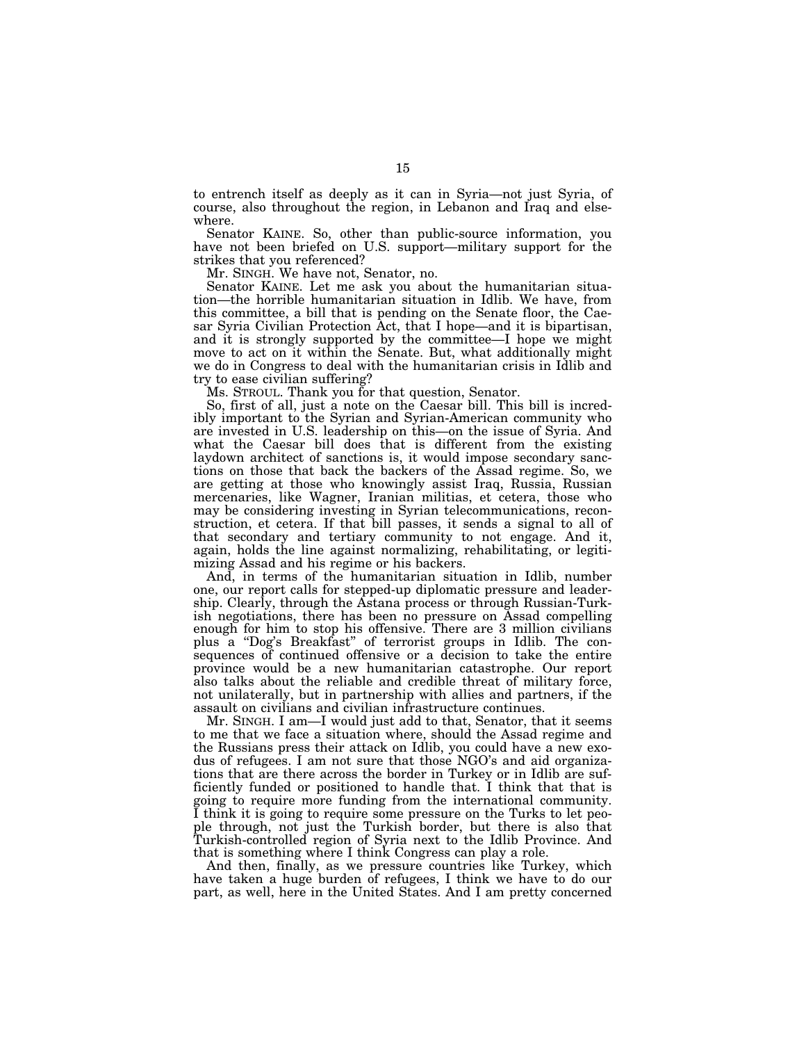to entrench itself as deeply as it can in Syria—not just Syria, of course, also throughout the region, in Lebanon and Iraq and elsewhere.

Senator KAINE. So, other than public-source information, you have not been briefed on U.S. support—military support for the strikes that you referenced?

Mr. SINGH. We have not, Senator, no.

Senator KAINE. Let me ask you about the humanitarian situation—the horrible humanitarian situation in Idlib. We have, from this committee, a bill that is pending on the Senate floor, the Caesar Syria Civilian Protection Act, that I hope—and it is bipartisan, and it is strongly supported by the committee—I hope we might move to act on it within the Senate. But, what additionally might we do in Congress to deal with the humanitarian crisis in Idlib and try to ease civilian suffering?

Ms. STROUL. Thank you for that question, Senator.

So, first of all, just a note on the Caesar bill. This bill is incredibly important to the Syrian and Syrian-American community who are invested in U.S. leadership on this—on the issue of Syria. And what the Caesar bill does that is different from the existing laydown architect of sanctions is, it would impose secondary sanctions on those that back the backers of the Assad regime. So, we are getting at those who knowingly assist Iraq, Russia, Russian mercenaries, like Wagner, Iranian militias, et cetera, those who may be considering investing in Syrian telecommunications, reconstruction, et cetera. If that bill passes, it sends a signal to all of that secondary and tertiary community to not engage. And it, again, holds the line against normalizing, rehabilitating, or legitimizing Assad and his regime or his backers.

And, in terms of the humanitarian situation in Idlib, number one, our report calls for stepped-up diplomatic pressure and leadership. Clearly, through the Astana process or through Russian-Turkish negotiations, there has been no pressure on Assad compelling enough for him to stop his offensive. There are 3 million civilians plus a "Dog's Breakfast" of terrorist groups in Idlib. The consequences of continued offensive or a decision to take the entire province would be a new humanitarian catastrophe. Our report also talks about the reliable and credible threat of military force, not unilaterally, but in partnership with allies and partners, if the assault on civilians and civilian infrastructure continues.

Mr. SINGH. I am—I would just add to that, Senator, that it seems to me that we face a situation where, should the Assad regime and the Russians press their attack on Idlib, you could have a new exodus of refugees. I am not sure that those NGO's and aid organizations that are there across the border in Turkey or in Idlib are sufficiently funded or positioned to handle that. I think that that is going to require more funding from the international community. I think it is going to require some pressure on the Turks to let people through, not just the Turkish border, but there is also that Turkish-controlled region of Syria next to the Idlib Province. And that is something where I think Congress can play a role.

And then, finally, as we pressure countries like Turkey, which have taken a huge burden of refugees, I think we have to do our part, as well, here in the United States. And I am pretty concerned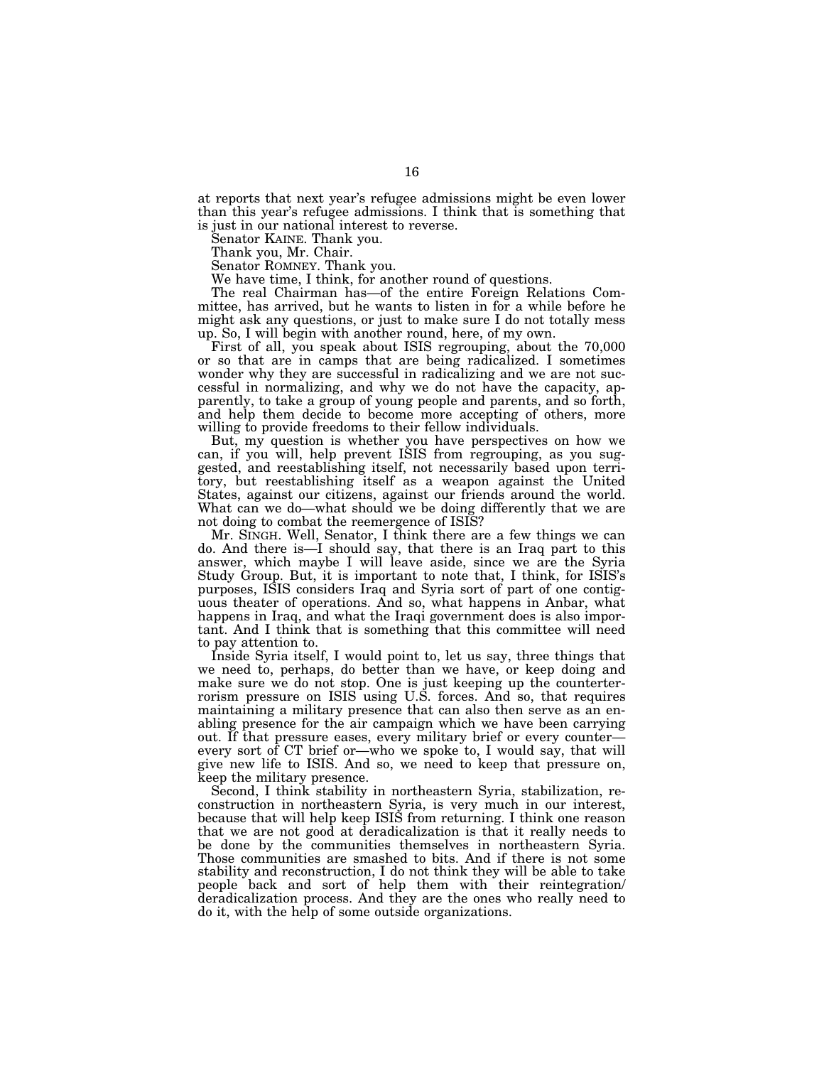at reports that next year's refugee admissions might be even lower than this year's refugee admissions. I think that is something that is just in our national interest to reverse.

Senator KAINE. Thank you.

Thank you, Mr. Chair.

Senator ROMNEY. Thank you.

We have time, I think, for another round of questions.

The real Chairman has—of the entire Foreign Relations Committee, has arrived, but he wants to listen in for a while before he might ask any questions, or just to make sure I do not totally mess up. So, I will begin with another round, here, of my own.

First of all, you speak about ISIS regrouping, about the 70,000 or so that are in camps that are being radicalized. I sometimes wonder why they are successful in radicalizing and we are not successful in normalizing, and why we do not have the capacity, apparently, to take a group of young people and parents, and so forth, and help them decide to become more accepting of others, more willing to provide freedoms to their fellow individuals.

But, my question is whether you have perspectives on how we can, if you will, help prevent ISIS from regrouping, as you suggested, and reestablishing itself, not necessarily based upon territory, but reestablishing itself as a weapon against the United States, against our citizens, against our friends around the world. What can we do—what should we be doing differently that we are not doing to combat the reemergence of ISIS?

Mr. SINGH. Well, Senator, I think there are a few things we can do. And there is—I should say, that there is an Iraq part to this answer, which maybe I will leave aside, since we are the Syria Study Group. But, it is important to note that, I think, for ISIS's purposes, ISIS considers Iraq and Syria sort of part of one contiguous theater of operations. And so, what happens in Anbar, what happens in Iraq, and what the Iraqi government does is also important. And I think that is something that this committee will need to pay attention to.

Inside Syria itself, I would point to, let us say, three things that we need to, perhaps, do better than we have, or keep doing and make sure we do not stop. One is just keeping up the counterterrorism pressure on ISIS using U.S. forces. And so, that requires maintaining a military presence that can also then serve as an enabling presence for the air campaign which we have been carrying out. If that pressure eases, every military brief or every counter—every sort of CT brief or—who we spoke to, I would say, that will give new life to ISIS. And so, we need to keep that pressure on, keep the military presence.

Second, I think stability in northeastern Syria, stabilization, reconstruction in northeastern Syria, is very much in our interest, because that will help keep ISIS from returning. I think one reason that we are not good at deradicalization is that it really needs to be done by the communities themselves in northeastern Syria. Those communities are smashed to bits. And if there is not some stability and reconstruction, I do not think they will be able to take people back and sort of help them with their reintegration/deradicalization process. And they are the ones who really need to do it, with the help of some outside organizations.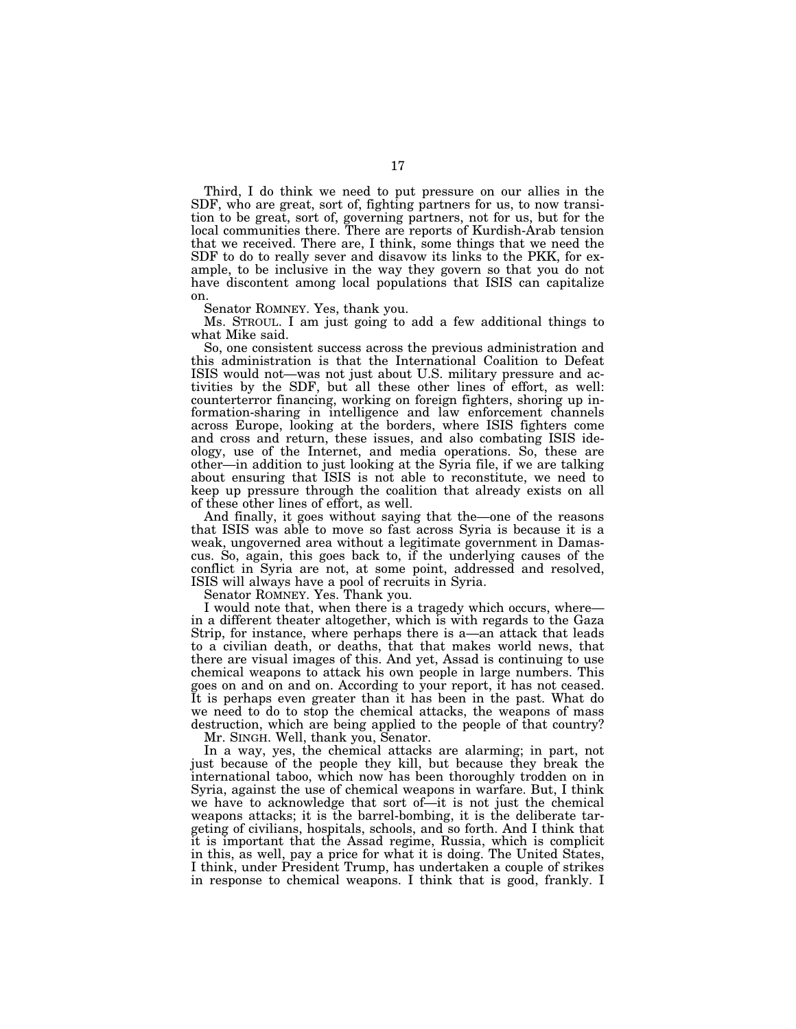Third, I do think we need to put pressure on our allies in the SDF, who are great, sort of, fighting partners for us, to now transition to be great, sort of, governing partners, not for us, but for the local communities there. There are reports of Kurdish-Arab tension that we received. There are, I think, some things that we need the SDF to do to really sever and disavow its links to the PKK, for example, to be inclusive in the way they govern so that you do not have discontent among local populations that ISIS can capitalize on.

Senator ROMNEY. Yes, thank you.

Ms. STROUL. I am just going to add a few additional things to what Mike said.

So, one consistent success across the previous administration and this administration is that the International Coalition to Defeat ISIS would not—was not just about U.S. military pressure and activities by the SDF, but all these other lines of effort, as well: counterterror financing, working on foreign fighters, shoring up information-sharing in intelligence and law enforcement channels across Europe, looking at the borders, where ISIS fighters come and cross and return, these issues, and also combating ISIS ideology, use of the Internet, and media operations. So, these are other—in addition to just looking at the Syria file, if we are talking about ensuring that ISIS is not able to reconstitute, we need to keep up pressure through the coalition that already exists on all of these other lines of effort, as well.

And finally, it goes without saying that the—one of the reasons that ISIS was able to move so fast across Syria is because it is a weak, ungoverned area without a legitimate government in Damascus. So, again, this goes back to, if the underlying causes of the conflict in Syria are not, at some point, addressed and resolved, ISIS will always have a pool of recruits in Syria.

Senator ROMNEY. Yes. Thank you.

I would note that, when there is a tragedy which occurs, where—in a different theater altogether, which is with regards to the Gaza Strip, for instance, where perhaps there is a—an attack that leads to a civilian death, or deaths, that that makes world news, that there are visual images of this. And yet, Assad is continuing to use chemical weapons to attack his own people in large numbers. This goes on and on and on. According to your report, it has not ceased. It is perhaps even greater than it has been in the past. What do we need to do to stop the chemical attacks, the weapons of mass destruction, which are being applied to the people of that country?

Mr. SINGH. Well, thank you, Senator.

In a way, yes, the chemical attacks are alarming; in part, not just because of the people they kill, but because they break the international taboo, which now has been thoroughly trodden on in Syria, against the use of chemical weapons in warfare. But, I think we have to acknowledge that sort of—it is not just the chemical weapons attacks; it is the barrel-bombing, it is the deliberate targeting of civilians, hospitals, schools, and so forth. And I think that it is important that the Assad regime, Russia, which is complicit in this, as well, pay a price for what it is doing. The United States, I think, under President Trump, has undertaken a couple of strikes in response to chemical weapons. I think that is good, frankly. I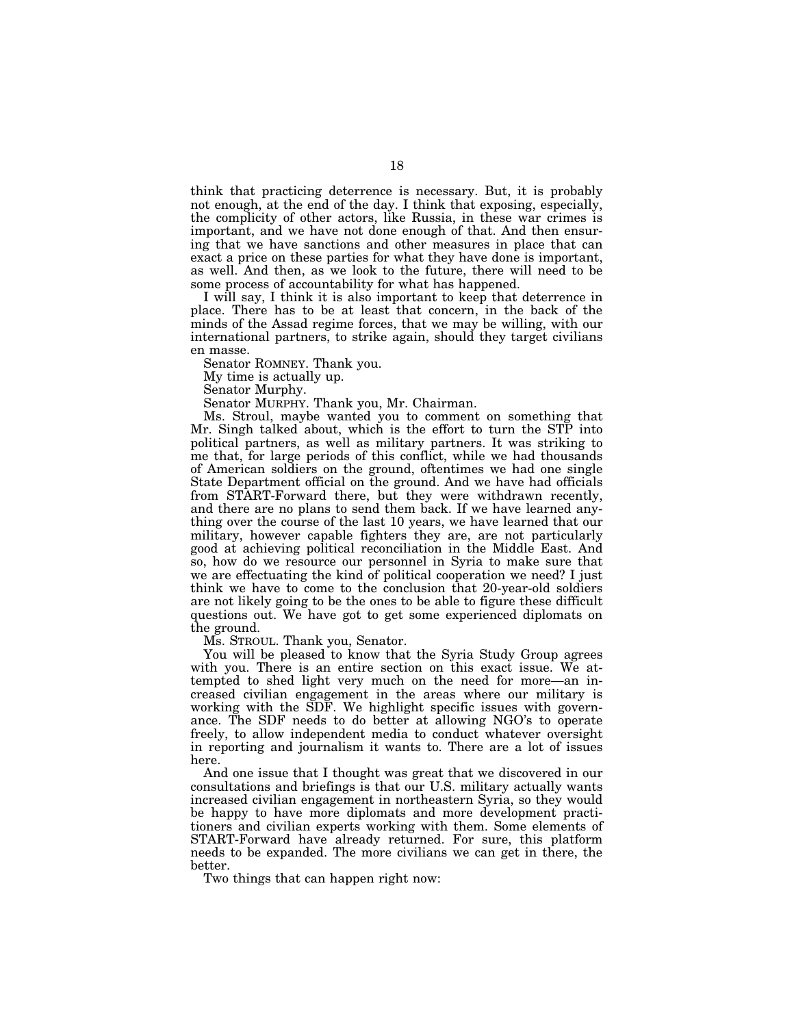think that practicing deterrence is necessary. But, it is probably not enough, at the end of the day. I think that exposing, especially, the complicity of other actors, like Russia, in these war crimes is important, and we have not done enough of that. And then ensuring that we have sanctions and other measures in place that can exact a price on these parties for what they have done is important, as well. And then, as we look to the future, there will need to be some process of accountability for what has happened.

I will say, I think it is also important to keep that deterrence in place. There has to be at least that concern, in the back of the minds of the Assad regime forces, that we may be willing, with our international partners, to strike again, should they target civilians en masse.

Senator ROMNEY. Thank you.

My time is actually up.

Senator Murphy.

Senator MURPHY. Thank you, Mr. Chairman.

Ms. Stroul, maybe wanted you to comment on something that Mr. Singh talked about, which is the effort to turn the STP into political partners, as well as military partners. It was striking to me that, for large periods of this conflict, while we had thousands of American soldiers on the ground, oftentimes we had one single State Department official on the ground. And we have had officials from START-Forward there, but they were withdrawn recently, and there are no plans to send them back. If we have learned anything over the course of the last 10 years, we have learned that our military, however capable fighters they are, are not particularly good at achieving political reconciliation in the Middle East. And so, how do we resource our personnel in Syria to make sure that we are effectuating the kind of political cooperation we need? I just think we have to come to the conclusion that 20-year-old soldiers are not likely going to be the ones to be able to figure these difficult questions out. We have got to get some experienced diplomats on the ground.

Ms. STROUL. Thank you, Senator.

You will be pleased to know that the Syria Study Group agrees with you. There is an entire section on this exact issue. We attempted to shed light very much on the need for more—an increased civilian engagement in the areas where our military is working with the SDF. We highlight specific issues with governance. The SDF needs to do better at allowing NGO's to operate freely, to allow independent media to conduct whatever oversight in reporting and journalism it wants to. There are a lot of issues here.

And one issue that I thought was great that we discovered in our consultations and briefings is that our U.S. military actually wants increased civilian engagement in northeastern Syria, so they would be happy to have more diplomats and more development practitioners and civilian experts working with them. Some elements of START-Forward have already returned. For sure, this platform needs to be expanded. The more civilians we can get in there, the better.

Two things that can happen right now: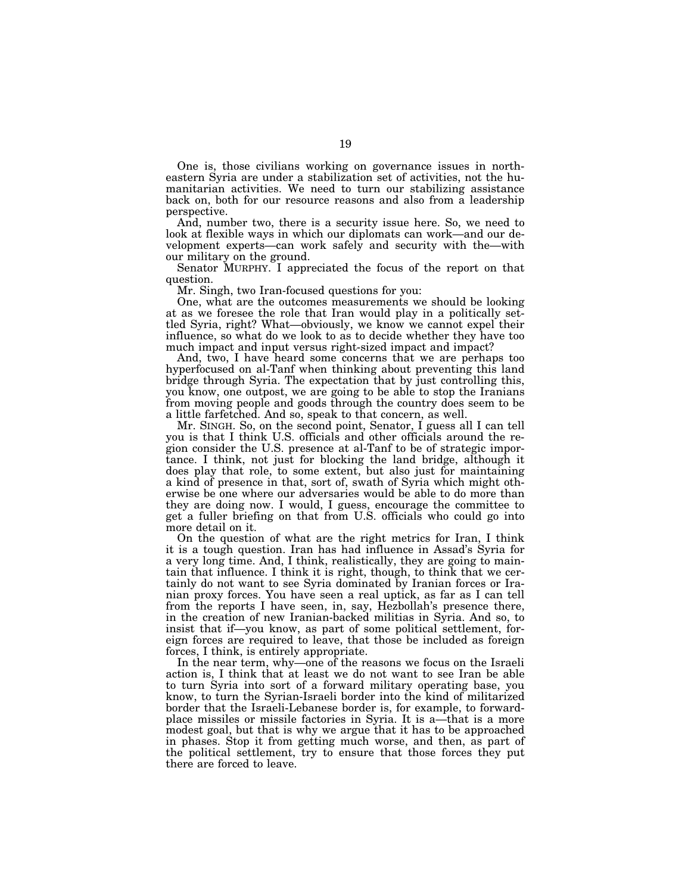One is, those civilians working on governance issues in northeastern Syria are under a stabilization set of activities, not the humanitarian activities. We need to turn our stabilizing assistance back on, both for our resource reasons and also from a leadership perspective.

And, number two, there is a security issue here. So, we need to look at flexible ways in which our diplomats can work—and our development experts—can work safely and security with the—with our military on the ground.

Senator MURPHY. I appreciated the focus of the report on that question.

Mr. Singh, two Iran-focused questions for you:

One, what are the outcomes measurements we should be looking at as we foresee the role that Iran would play in a politically settled Syria, right? What—obviously, we know we cannot expel their influence, so what do we look to as to decide whether they have too much impact and input versus right-sized impact and impact?

And, two, I have heard some concerns that we are perhaps too hyperfocused on al-Tanf when thinking about preventing this land bridge through Syria. The expectation that by just controlling this, you know, one outpost, we are going to be able to stop the Iranians from moving people and goods through the country does seem to be a little farfetched. And so, speak to that concern, as well.

Mr. SINGH. So, on the second point, Senator, I guess all I can tell you is that I think U.S. officials and other officials around the region consider the U.S. presence at al-Tanf to be of strategic importance. I think, not just for blocking the land bridge, although it does play that role, to some extent, but also just for maintaining a kind of presence in that, sort of, swath of Syria which might otherwise be one where our adversaries would be able to do more than they are doing now. I would, I guess, encourage the committee to get a fuller briefing on that from U.S. officials who could go into more detail on it.

On the question of what are the right metrics for Iran, I think it is a tough question. Iran has had influence in Assad's Syria for a very long time. And, I think, realistically, they are going to maintain that influence. I think it is right, though, to think that we certainly do not want to see Syria dominated by Iranian forces or Iranian proxy forces. You have seen a real uptick, as far as I can tell from the reports I have seen, in, say, Hezbollah's presence there, in the creation of new Iranian-backed militias in Syria. And so, to insist that if—you know, as part of some political settlement, foreign forces are required to leave, that those be included as foreign forces, I think, is entirely appropriate.

In the near term, why—one of the reasons we focus on the Israeli action is, I think that at least we do not want to see Iran be able to turn Syria into sort of a forward military operating base, you know, to turn the Syrian-Israeli border into the kind of militarized border that the Israeli-Lebanese border is, for example, to forward-place missiles or missile factories in Syria. It is a—that is a more modest goal, but that is why we argue that it has to be approached in phases. Stop it from getting much worse, and then, as part of the political settlement, try to ensure that those forces they put there are forced to leave.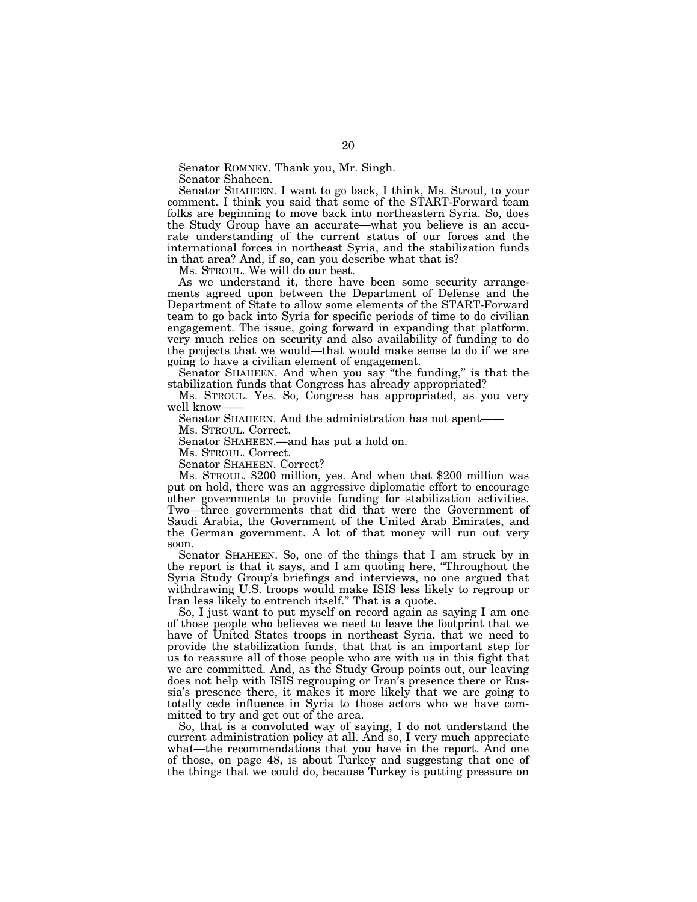Senator ROMNEY. Thank you, Mr. Singh.

Senator Shaheen.

Senator SHAHEEN. I want to go back, I think, Ms. Stroul, to your comment. I think you said that some of the START-Forward team folks are beginning to move back into northeastern Syria. So, does the Study Group have an accurate—what you believe is an accurate understanding of the current status of our forces and the international forces in northeast Syria, and the stabilization funds in that area? And, if so, can you describe what that is?

Ms. STROUL. We will do our best.

As we understand it, there have been some security arrangements agreed upon between the Department of Defense and the Department of State to allow some elements of the START-Forward team to go back into Syria for specific periods of time to do civilian engagement. The issue, going forward in expanding that platform, very much relies on security and also availability of funding to do the projects that we would—that would make sense to do if we are going to have a civilian element of engagement.

Senator SHAHEEN. And when you say "the funding," is that the stabilization funds that Congress has already appropriated?

Ms. STROUL. Yes. So, Congress has appropriated, as you very well know——

Senator SHAHEEN. And the administration has not spent——

Ms. STROUL. Correct.

Senator SHAHEEN.—and has put a hold on.

Ms. STROUL. Correct.

Senator SHAHEEN. Correct?

Ms. STROUL. $200 million, yes. And when that $200 million was put on hold, there was an aggressive diplomatic effort to encourage other governments to provide funding for stabilization activities. Two—three governments that did that were the Government of Saudi Arabia, the Government of the United Arab Emirates, and the German government. A lot of that money will run out very soon.

Senator SHAHEEN. So, one of the things that I am struck by in the report is that it says, and I am quoting here, "Throughout the Syria Study Group's briefings and interviews, no one argued that withdrawing U.S. troops would make ISIS less likely to regroup or Iran less likely to entrench itself." That is a quote.

So, I just want to put myself on record again as saying I am one of those people who believes we need to leave the footprint that we have of United States troops in northeast Syria, that we need to provide the stabilization funds, that that is an important step for us to reassure all of those people who are with us in this fight that we are committed. And, as the Study Group points out, our leaving does not help with ISIS regrouping or Iran's presence there or Russia's presence there, it makes it more likely that we are going to totally cede influence in Syria to those actors who we have committed to try and get out of the area.

So, that is a convoluted way of saying, I do not understand the current administration policy at all. And so, I very much appreciate what—the recommendations that you have in the report. And one of those, on page 48, is about Turkey and suggesting that one of the things that we could do, because Turkey is putting pressure on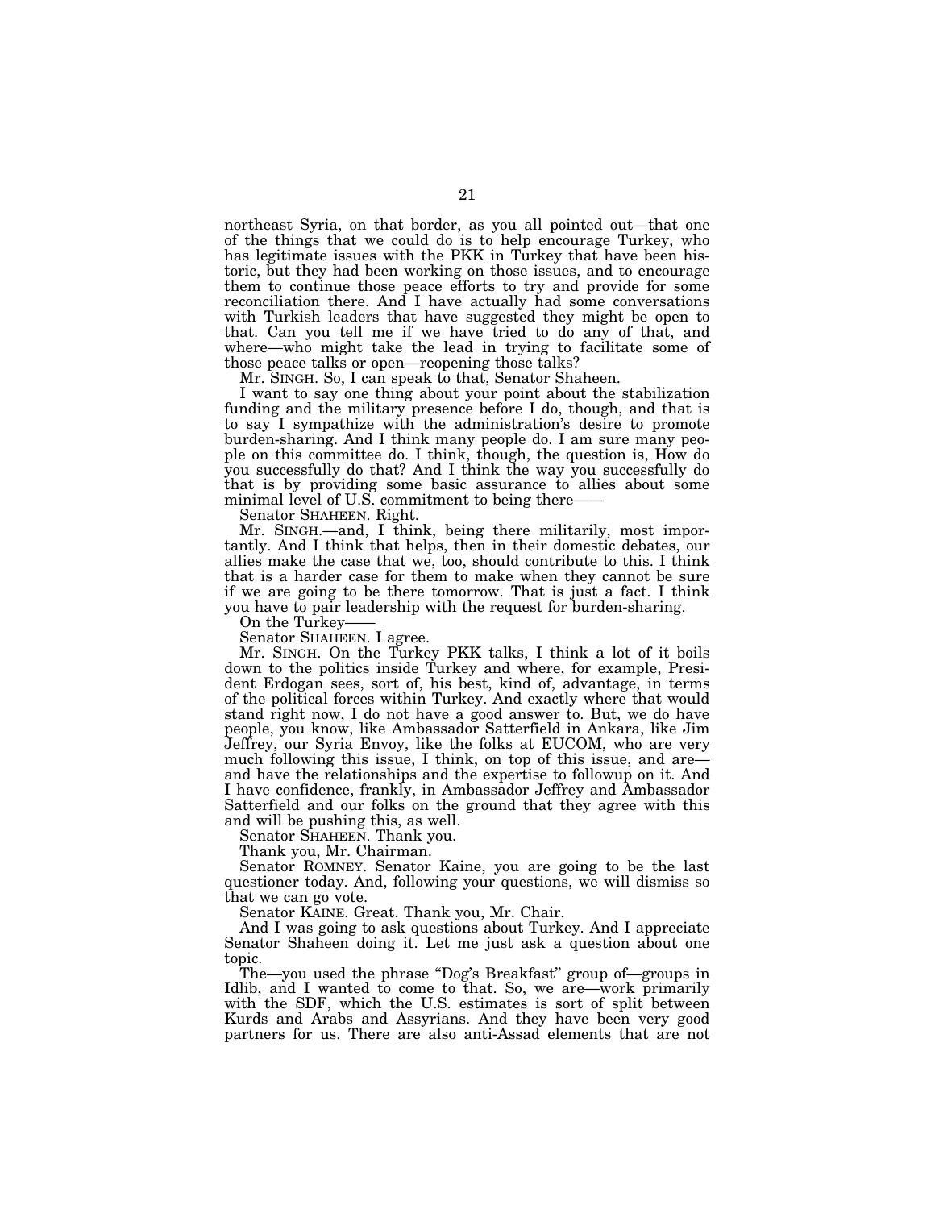northeast Syria, on that border, as you all pointed out—that one of the things that we could do is to help encourage Turkey, who has legitimate issues with the PKK in Turkey that have been historic, but they had been working on those issues, and to encourage them to continue those peace efforts to try and provide for some reconciliation there. And I have actually had some conversations with Turkish leaders that have suggested they might be open to that. Can you tell me if we have tried to do any of that, and where—who might take the lead in trying to facilitate some of those peace talks or open—reopening those talks?

Mr. SINGH. So, I can speak to that, Senator Shaheen.

I want to say one thing about your point about the stabilization funding and the military presence before I do, though, and that is to say I sympathize with the administration's desire to promote burden-sharing. And I think many people do. I am sure many people on this committee do. I think, though, the question is, How do you successfully do that? And I think the way you successfully do that is by providing some basic assurance to allies about some minimal level of U.S. commitment to being there——

Senator SHAHEEN. Right.

Mr. SINGH.—and, I think, being there militarily, most importantly. And I think that helps, then in their domestic debates, our allies make the case that we, too, should contribute to this. I think that is a harder case for them to make when they cannot be sure if we are going to be there tomorrow. That is just a fact. I think you have to pair leadership with the request for burden-sharing.

On the Turkey——

Senator SHAHEEN. I agree.

Mr. SINGH. On the Turkey PKK talks, I think a lot of it boils down to the politics inside Turkey and where, for example, President Erdogan sees, sort of, his best, kind of, advantage, in terms of the political forces within Turkey. And exactly where that would stand right now, I do not have a good answer to. But, we do have people, you know, like Ambassador Satterfield in Ankara, like Jim Jeffrey, our Syria Envoy, like the folks at EUCOM, who are very much following this issue, I think, on top of this issue, and are—and have the relationships and the expertise to followup on it. And I have confidence, frankly, in Ambassador Jeffrey and Ambassador Satterfield and our folks on the ground that they agree with this and will be pushing this, as well.

Senator SHAHEEN. Thank you.

Thank you, Mr. Chairman.

Senator ROMNEY. Senator Kaine, you are going to be the last questioner today. And, following your questions, we will dismiss so that we can go vote.

Senator KAINE. Great. Thank you, Mr. Chair.

And I was going to ask questions about Turkey. And I appreciate Senator Shaheen doing it. Let me just ask a question about one topic.

The—you used the phrase "Dog's Breakfast" group of—groups in Idlib, and I wanted to come to that. So, we are—work primarily with the SDF, which the U.S. estimates is sort of split between Kurds and Arabs and Assyrians. And they have been very good partners for us. There are also anti-Assad elements that are not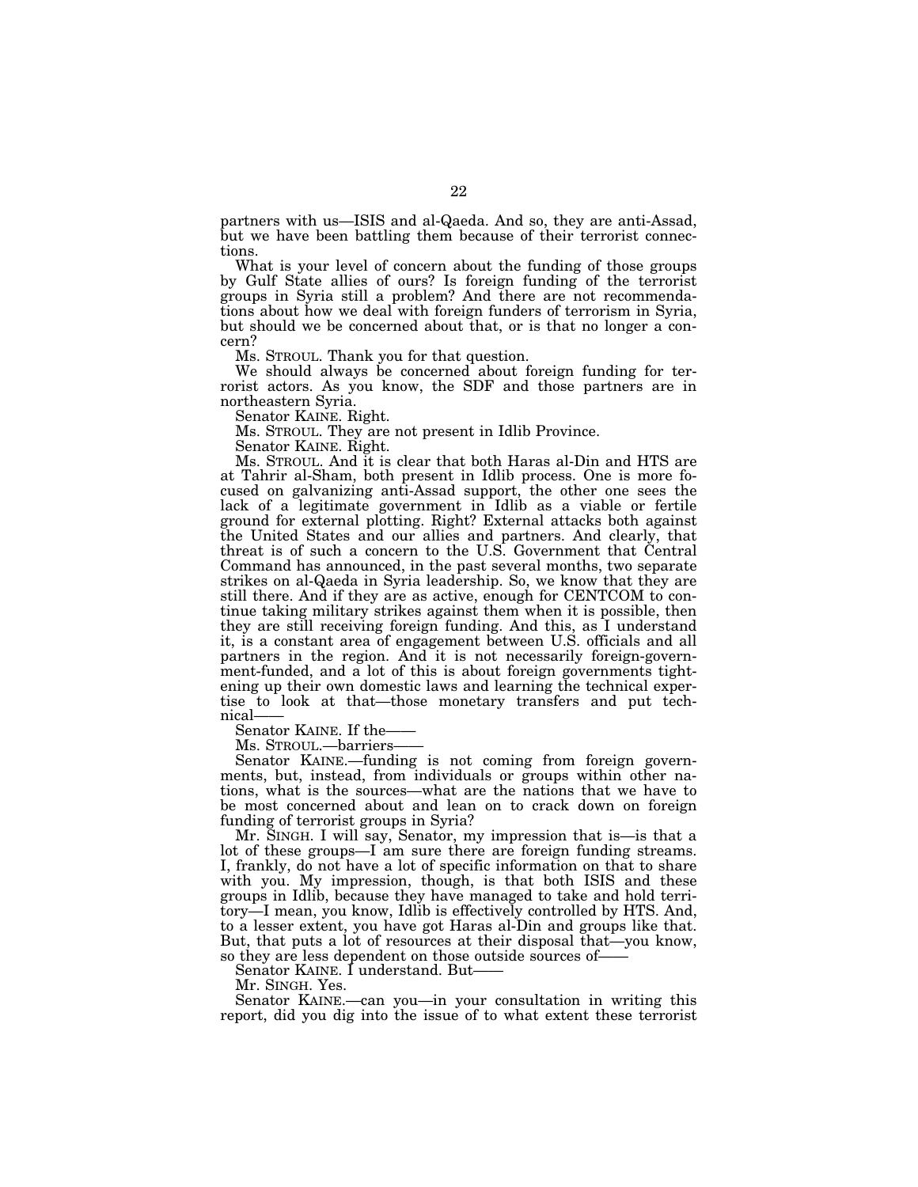partners with us—ISIS and al-Qaeda. And so, they are anti-Assad, but we have been battling them because of their terrorist connections.

What is your level of concern about the funding of those groups by Gulf State allies of ours? Is foreign funding of the terrorist groups in Syria still a problem? And there are not recommendations about how we deal with foreign funders of terrorism in Syria, but should we be concerned about that, or is that no longer a concern?

Ms. STROUL. Thank you for that question.

We should always be concerned about foreign funding for terrorist actors. As you know, the SDF and those partners are in northeastern Syria.

Senator KAINE. Right.

Ms. STROUL. They are not present in Idlib Province.

Senator KAINE. Right.

Ms. STROUL. And it is clear that both Haras al-Din and HTS are at Tahrir al-Sham, both present in Idlib process. One is more focused on galvanizing anti-Assad support, the other one sees the lack of a legitimate government in Idlib as a viable or fertile ground for external plotting. Right? External attacks both against the United States and our allies and partners. And clearly, that threat is of such a concern to the U.S. Government that Central Command has announced, in the past several months, two separate strikes on al-Qaeda in Syria leadership. So, we know that they are still there. And if they are as active, enough for CENTCOM to continue taking military strikes against them when it is possible, then they are still receiving foreign funding. And this, as I understand it, is a constant area of engagement between U.S. officials and all partners in the region. And it is not necessarily foreign-government-funded, and a lot of this is about foreign governments tightening up their own domestic laws and learning the technical expertise to look at that—those monetary transfers and put technical——

Senator KAINE. If the——

Ms. STROUL.—barriers——

Senator KAINE.—funding is not coming from foreign governments, but, instead, from individuals or groups within other nations, what is the sources—what are the nations that we have to be most concerned about and lean on to crack down on foreign funding of terrorist groups in Syria?

Mr. SINGH. I will say, Senator, my impression that is—is that a lot of these groups—I am sure there are foreign funding streams. I, frankly, do not have a lot of specific information on that to share with you. My impression, though, is that both ISIS and these groups in Idlib, because they have managed to take and hold territory—I mean, you know, Idlib is effectively controlled by HTS. And, to a lesser extent, you have got Haras al-Din and groups like that. But, that puts a lot of resources at their disposal that—you know, so they are less dependent on those outside sources of——

Senator KAINE. I understand. But——

Mr. SINGH. Yes.

Senator KAINE.—can you—in your consultation in writing this report, did you dig into the issue of to what extent these terrorist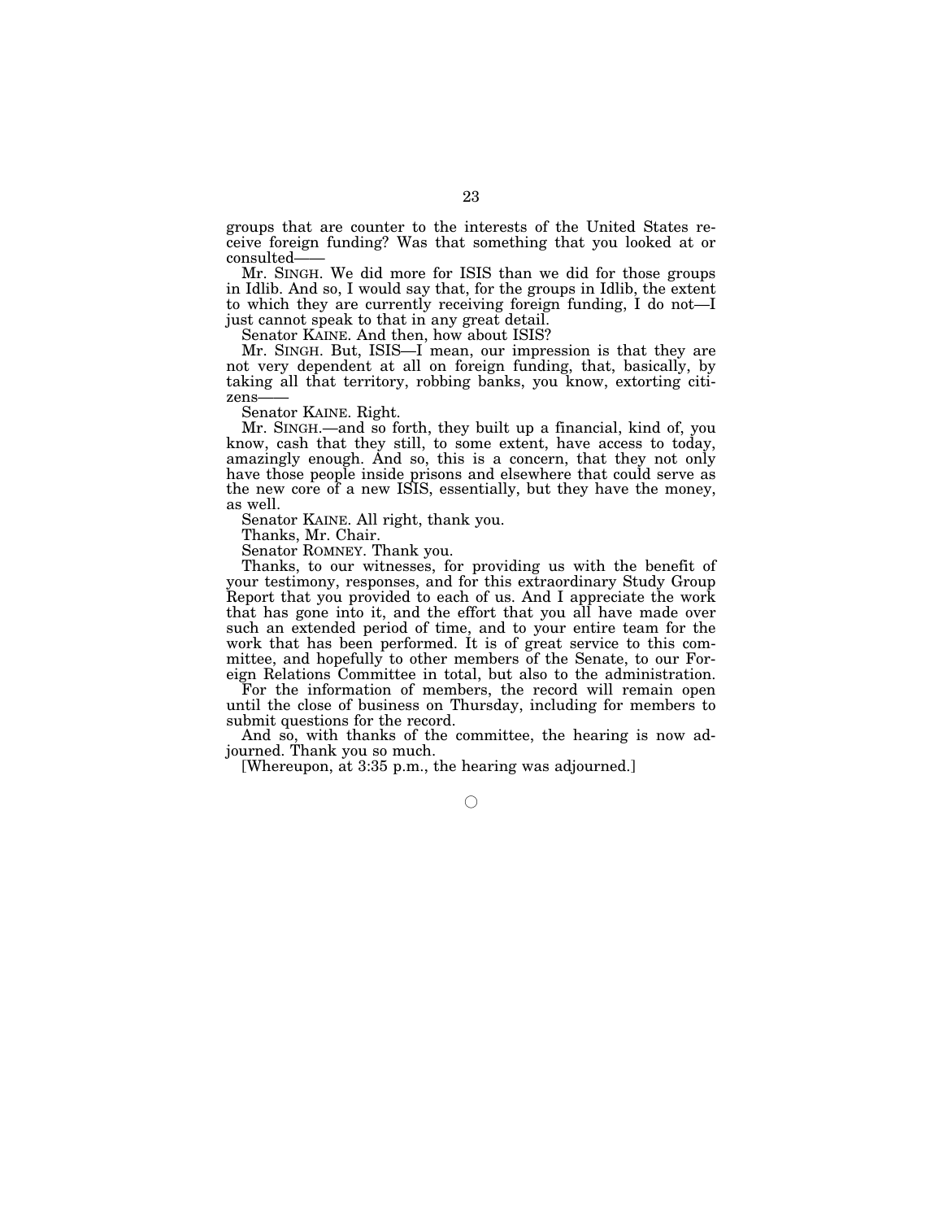groups that are counter to the interests of the United States receive foreign funding? Was that something that you looked at or consulted——

Mr. SINGH. We did more for ISIS than we did for those groups in Idlib. And so, I would say that, for the groups in Idlib, the extent to which they are currently receiving foreign funding, I do not—I just cannot speak to that in any great detail.

Senator KAINE. And then, how about ISIS?

Mr. SINGH. But, ISIS—I mean, our impression is that they are not very dependent at all on foreign funding, that, basically, by taking all that territory, robbing banks, you know, extorting citizens——

Senator KAINE. Right.

Mr. SINGH.—and so forth, they built up a financial, kind of, you know, cash that they still, to some extent, have access to today, amazingly enough. And so, this is a concern, that they not only have those people inside prisons and elsewhere that could serve as the new core of a new ISIS, essentially, but they have the money, as well.

Senator KAINE. All right, thank you.

Thanks, Mr. Chair.

Senator ROMNEY. Thank you.

Thanks, to our witnesses, for providing us with the benefit of your testimony, responses, and for this extraordinary Study Group Report that you provided to each of us. And I appreciate the work that has gone into it, and the effort that you all have made over such an extended period of time, and to your entire team for the work that has been performed. It is of great service to this committee, and hopefully to other members of the Senate, to our Foreign Relations Committee in total, but also to the administration.

For the information of members, the record will remain open until the close of business on Thursday, including for members to submit questions for the record.

And so, with thanks of the committee, the hearing is now adjourned. Thank you so much.

[Whereupon, at 3:35 p.m., the hearing was adjourned.]

○